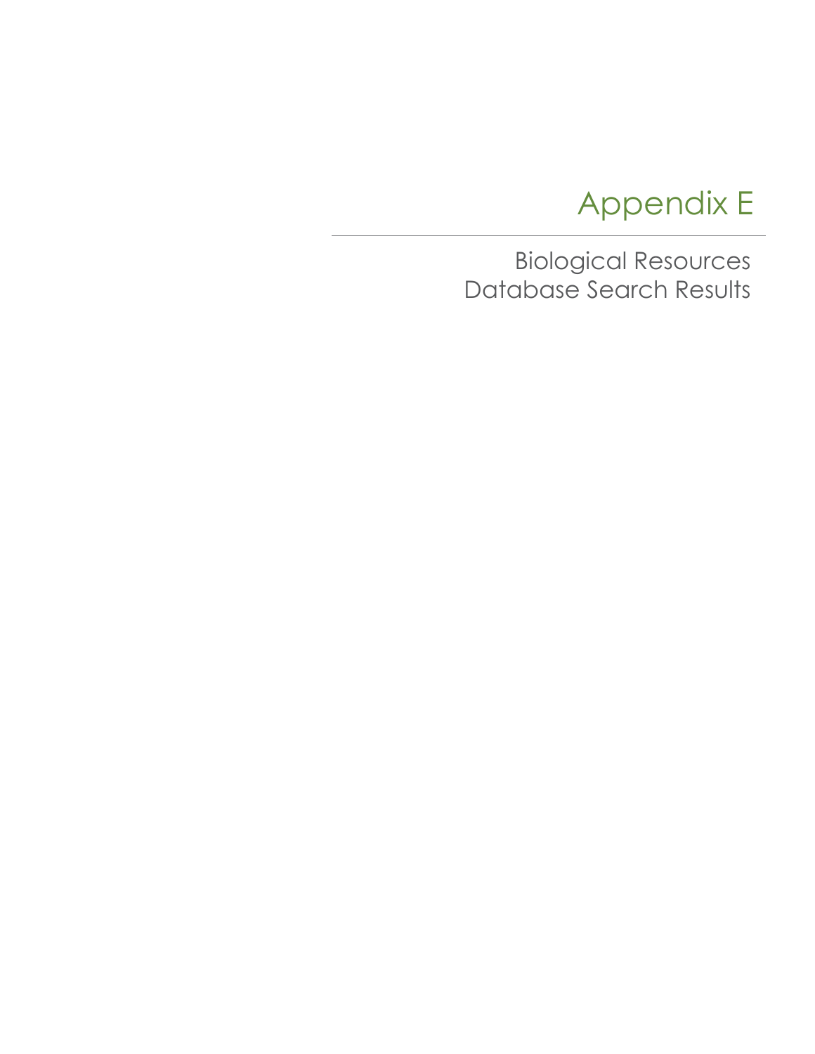# Appendix E

## Biological Resources Database Search Results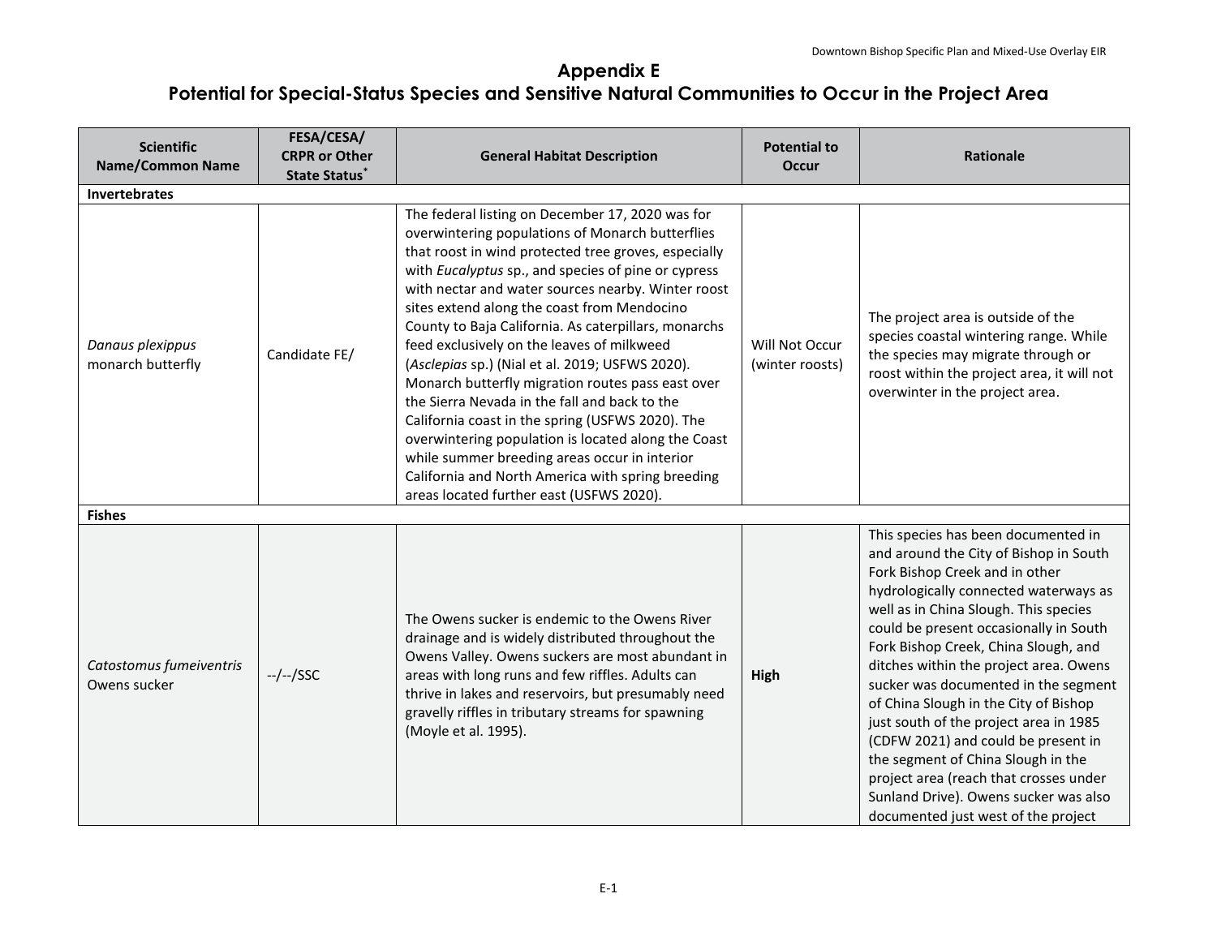# Appendix E
# Potential for Special-Status Species and Sensitive Natural Communities to Occur in the Project Area

| Scientific Name/Common Name | FESA/CESA/ CRPR or Other State Status* | General Habitat Description | Potential to Occur | Rationale |
|---|---|---|---|---|
| **Invertebrates** | | | | |
| *Danaus plexippus* monarch butterfly | Candidate FE/ | The federal listing on December 17, 2020 was for overwintering populations of Monarch butterflies that roost in wind protected tree groves, especially with *Eucalyptus* sp., and species of pine or cypress with nectar and water sources nearby. Winter roost sites extend along the coast from Mendocino County to Baja California. As caterpillars, monarchs feed exclusively on the leaves of milkweed (*Asclepias* sp.) (Nial et al. 2019; USFWS 2020). Monarch butterfly migration routes pass east over the Sierra Nevada in the fall and back to the California coast in the spring (USFWS 2020). The overwintering population is located along the Coast while summer breeding areas occur in interior California and North America with spring breeding areas located further east (USFWS 2020). | Will Not Occur (winter roosts) | The project area is outside of the species coastal wintering range. While the species may migrate through or roost within the project area, it will not overwinter in the project area. |
| **Fishes** | | | | |
| *Catostomus fumeiventris* Owens sucker | --/--/SSC | The Owens sucker is endemic to the Owens River drainage and is widely distributed throughout the Owens Valley. Owens suckers are most abundant in areas with long runs and few riffles. Adults can thrive in lakes and reservoirs, but presumably need gravelly riffles in tributary streams for spawning (Moyle et al. 1995). | **High** | This species has been documented in and around the City of Bishop in South Fork Bishop Creek and in other hydrologically connected waterways as well as in China Slough. This species could be present occasionally in South Fork Bishop Creek, China Slough, and ditches within the project area. Owens sucker was documented in the segment of China Slough in the City of Bishop just south of the project area in 1985 (CDFW 2021) and could be present in the segment of China Slough in the project area (reach that crosses under Sunland Drive). Owens sucker was also documented just west of the project |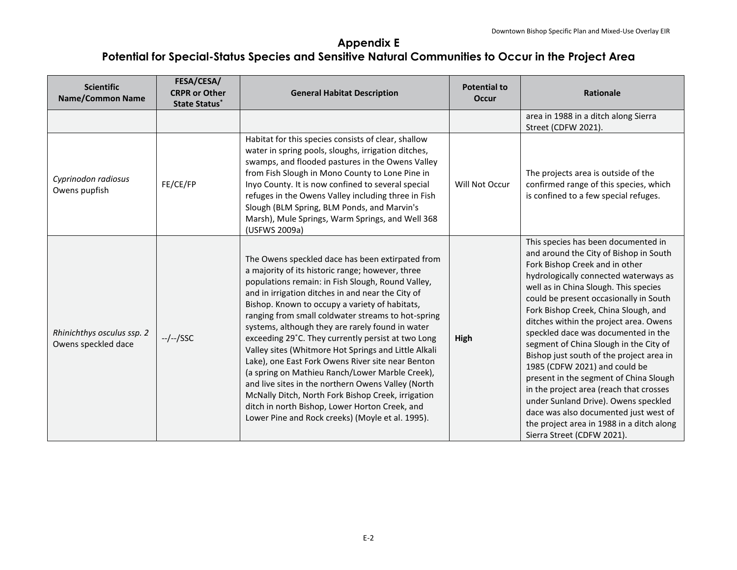## Appendix E
## Potential for Special-Status Species and Sensitive Natural Communities to Occur in the Project Area

| Scientific Name/Common Name | FESA/CESA/ CRPR or Other State Status* | General Habitat Description | Potential to Occur | Rationale |
|---|---|---|---|---|
| | | | | area in 1988 in a ditch along Sierra Street (CDFW 2021). |
| *Cyprinodon radiosus* Owens pupfish | FE/CE/FP | Habitat for this species consists of clear, shallow water in spring pools, sloughs, irrigation ditches, swamps, and flooded pastures in the Owens Valley from Fish Slough in Mono County to Lone Pine in Inyo County. It is now confined to several special refuges in the Owens Valley including three in Fish Slough (BLM Spring, BLM Ponds, and Marvin's Marsh), Mule Springs, Warm Springs, and Well 368 (USFWS 2009a) | Will Not Occur | The projects area is outside of the confirmed range of this species, which is confined to a few special refuges. |
| *Rhinichthys osculus ssp. 2* Owens speckled dace | --/--/SSC | The Owens speckled dace has been extirpated from a majority of its historic range; however, three populations remain: in Fish Slough, Round Valley, and in irrigation ditches in and near the City of Bishop. Known to occupy a variety of habitats, ranging from small coldwater streams to hot-spring systems, although they are rarely found in water exceeding 29˚C. They currently persist at two Long Valley sites (Whitmore Hot Springs and Little Alkali Lake), one East Fork Owens River site near Benton (a spring on Mathieu Ranch/Lower Marble Creek), and live sites in the northern Owens Valley (North McNally Ditch, North Fork Bishop Creek, irrigation ditch in north Bishop, Lower Horton Creek, and Lower Pine and Rock creeks) (Moyle et al. 1995). | **High** | This species has been documented in and around the City of Bishop in South Fork Bishop Creek and in other hydrologically connected waterways as well as in China Slough. This species could be present occasionally in South Fork Bishop Creek, China Slough, and ditches within the project area. Owens speckled dace was documented in the segment of China Slough in the City of Bishop just south of the project area in 1985 (CDFW 2021) and could be present in the segment of China Slough in the project area (reach that crosses under Sunland Drive). Owens speckled dace was also documented just west of the project area in 1988 in a ditch along Sierra Street (CDFW 2021). |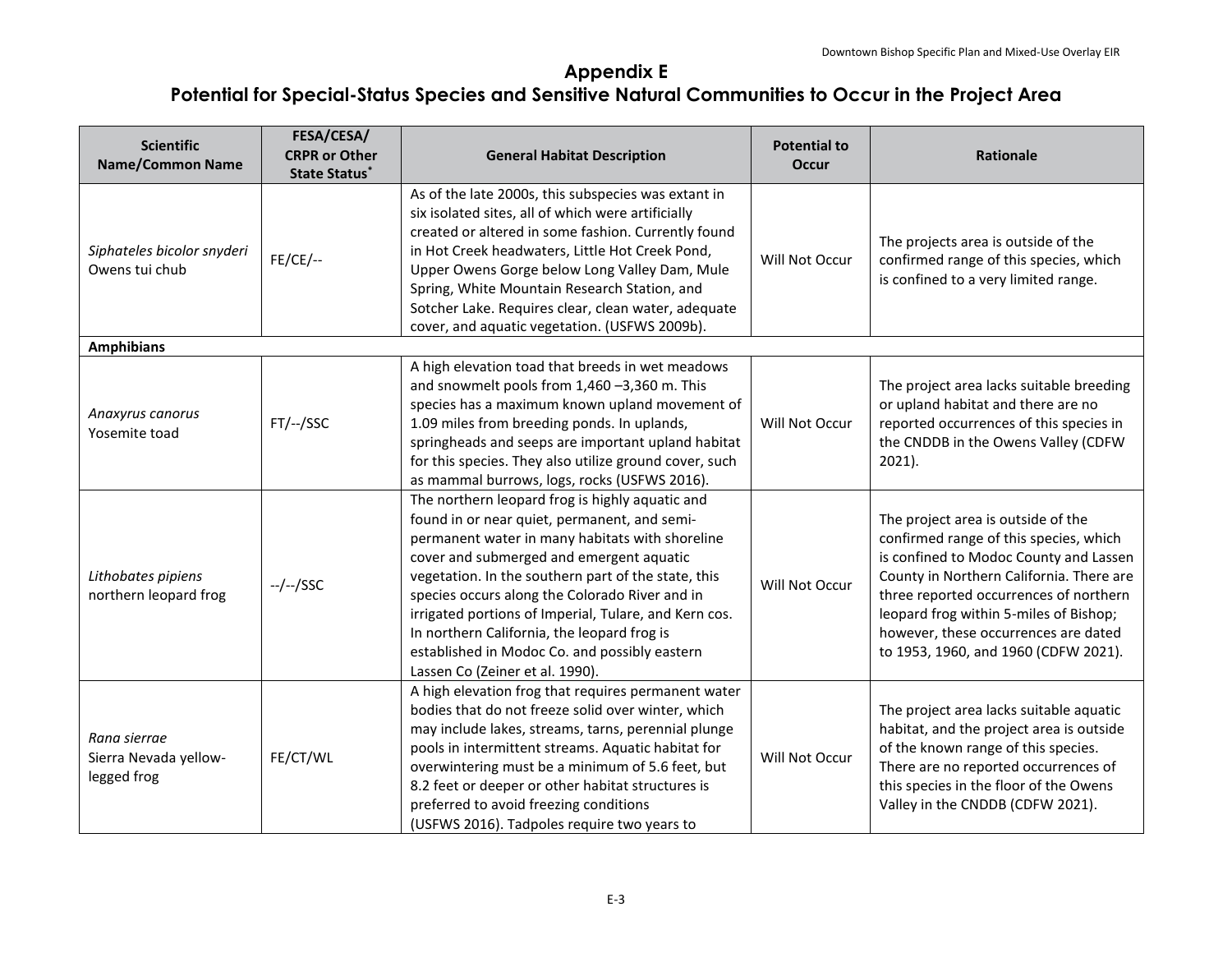## Appendix E
## Potential for Special-Status Species and Sensitive Natural Communities to Occur in the Project Area

| Scientific Name/Common Name | FESA/CESA/ CRPR or Other State Status* | General Habitat Description | Potential to Occur | Rationale |
|---|---|---|---|---|
| *Siphateles bicolor snyderi* Owens tui chub | FE/CE/-- | As of the late 2000s, this subspecies was extant in six isolated sites, all of which were artificially created or altered in some fashion. Currently found in Hot Creek headwaters, Little Hot Creek Pond, Upper Owens Gorge below Long Valley Dam, Mule Spring, White Mountain Research Station, and Sotcher Lake. Requires clear, clean water, adequate cover, and aquatic vegetation. (USFWS 2009b). | Will Not Occur | The projects area is outside of the confirmed range of this species, which is confined to a very limited range. |
| **Amphibians** | | | | |
| *Anaxyrus canorus* Yosemite toad | FT/--/SSC | A high elevation toad that breeds in wet meadows and snowmelt pools from 1,460 –3,360 m. This species has a maximum known upland movement of 1.09 miles from breeding ponds. In uplands, springheads and seeps are important upland habitat for this species. They also utilize ground cover, such as mammal burrows, logs, rocks (USFWS 2016). | Will Not Occur | The project area lacks suitable breeding or upland habitat and there are no reported occurrences of this species in the CNDDB in the Owens Valley (CDFW 2021). |
| *Lithobates pipiens* northern leopard frog | --/--/SSC | The northern leopard frog is highly aquatic and found in or near quiet, permanent, and semi-permanent water in many habitats with shoreline cover and submerged and emergent aquatic vegetation. In the southern part of the state, this species occurs along the Colorado River and in irrigated portions of Imperial, Tulare, and Kern cos. In northern California, the leopard frog is established in Modoc Co. and possibly eastern Lassen Co (Zeiner et al. 1990). | Will Not Occur | The project area is outside of the confirmed range of this species, which is confined to Modoc County and Lassen County in Northern California. There are three reported occurrences of northern leopard frog within 5-miles of Bishop; however, these occurrences are dated to 1953, 1960, and 1960 (CDFW 2021). |
| *Rana sierrae* Sierra Nevada yellow-legged frog | FE/CT/WL | A high elevation frog that requires permanent water bodies that do not freeze solid over winter, which may include lakes, streams, tarns, perennial plunge pools in intermittent streams. Aquatic habitat for overwintering must be a minimum of 5.6 feet, but 8.2 feet or deeper or other habitat structures is preferred to avoid freezing conditions (USFWS 2016). Tadpoles require two years to | Will Not Occur | The project area lacks suitable aquatic habitat, and the project area is outside of the known range of this species. There are no reported occurrences of this species in the floor of the Owens Valley in the CNDDB (CDFW 2021). |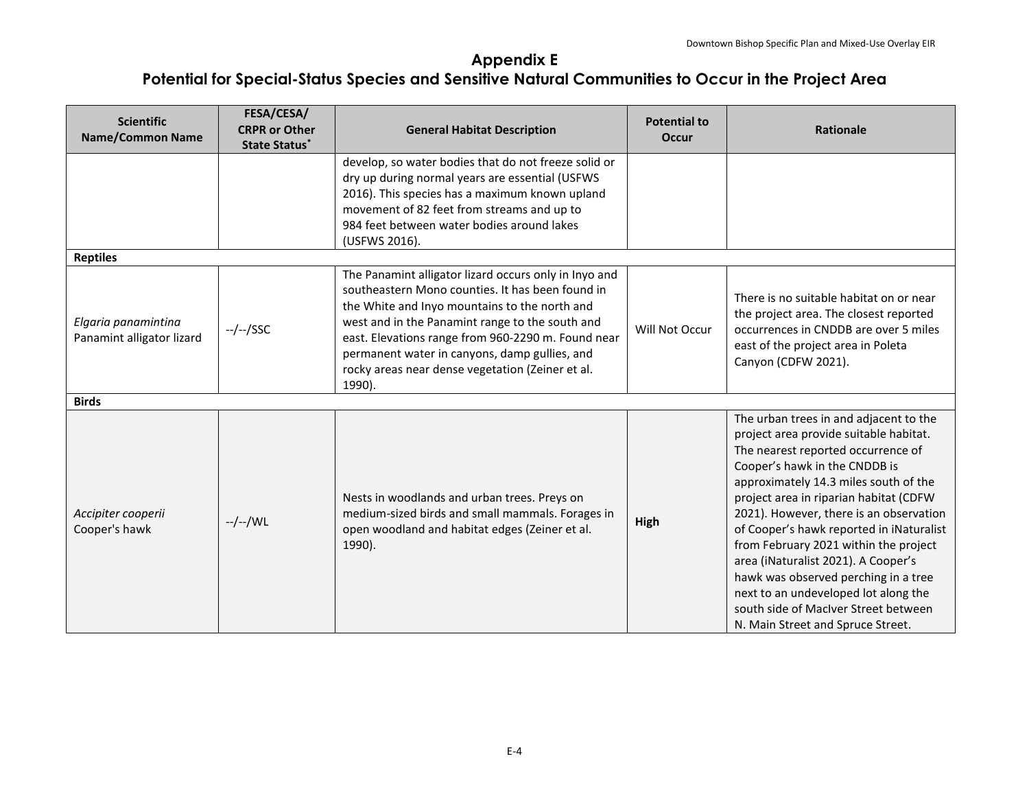## Appendix E
## Potential for Special-Status Species and Sensitive Natural Communities to Occur in the Project Area

| Scientific Name/Common Name | FESA/CESA/ CRPR or Other State Status* | General Habitat Description | Potential to Occur | Rationale |
|---|---|---|---|---|
| | | develop, so water bodies that do not freeze solid or dry up during normal years are essential (USFWS 2016). This species has a maximum known upland movement of 82 feet from streams and up to 984 feet between water bodies around lakes (USFWS 2016). | | |
| **Reptiles** | | | | |
| *Elgaria panamintina* Panamint alligator lizard | --/--/SSC | The Panamint alligator lizard occurs only in Inyo and southeastern Mono counties. It has been found in the White and Inyo mountains to the north and west and in the Panamint range to the south and east. Elevations range from 960-2290 m. Found near permanent water in canyons, damp gullies, and rocky areas near dense vegetation (Zeiner et al. 1990). | Will Not Occur | There is no suitable habitat on or near the project area. The closest reported occurrences in CNDDB are over 5 miles east of the project area in Poleta Canyon (CDFW 2021). |
| **Birds** | | | | |
| *Accipiter cooperii* Cooper's hawk | --/--/WL | Nests in woodlands and urban trees. Preys on medium-sized birds and small mammals. Forages in open woodland and habitat edges (Zeiner et al. 1990). | **High** | The urban trees in and adjacent to the project area provide suitable habitat. The nearest reported occurrence of Cooper's hawk in the CNDDB is approximately 14.3 miles south of the project area in riparian habitat (CDFW 2021). However, there is an observation of Cooper's hawk reported in iNaturalist from February 2021 within the project area (iNaturalist 2021). A Cooper's hawk was observed perching in a tree next to an undeveloped lot along the south side of MacIver Street between N. Main Street and Spruce Street. |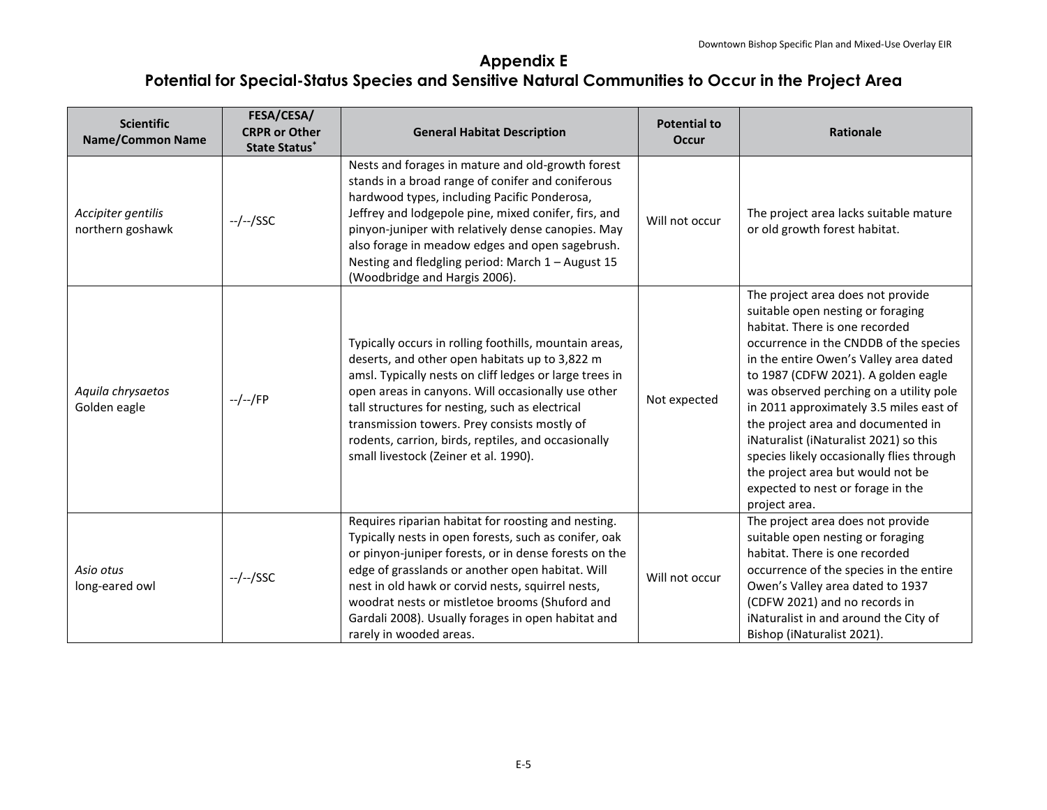# Appendix E

# Potential for Special-Status Species and Sensitive Natural Communities to Occur in the Project Area

| Scientific Name/Common Name | FESA/CESA/ CRPR or Other State Status* | General Habitat Description | Potential to Occur | Rationale |
|---|---|---|---|---|
| *Accipiter gentilis* northern goshawk | --/--/SSC | Nests and forages in mature and old-growth forest stands in a broad range of conifer and coniferous hardwood types, including Pacific Ponderosa, Jeffrey and lodgepole pine, mixed conifer, firs, and pinyon-juniper with relatively dense canopies. May also forage in meadow edges and open sagebrush. Nesting and fledgling period: March 1 – August 15 (Woodbridge and Hargis 2006). | Will not occur | The project area lacks suitable mature or old growth forest habitat. |
| *Aquila chrysaetos* Golden eagle | --/--/FP | Typically occurs in rolling foothills, mountain areas, deserts, and other open habitats up to 3,822 m amsl. Typically nests on cliff ledges or large trees in open areas in canyons. Will occasionally use other tall structures for nesting, such as electrical transmission towers. Prey consists mostly of rodents, carrion, birds, reptiles, and occasionally small livestock (Zeiner et al. 1990). | Not expected | The project area does not provide suitable open nesting or foraging habitat. There is one recorded occurrence in the CNDDB of the species in the entire Owen's Valley area dated to 1987 (CDFW 2021). A golden eagle was observed perching on a utility pole in 2011 approximately 3.5 miles east of the project area and documented in iNaturalist (iNaturalist 2021) so this species likely occasionally flies through the project area but would not be expected to nest or forage in the project area. |
| *Asio otus* long-eared owl | --/--/SSC | Requires riparian habitat for roosting and nesting. Typically nests in open forests, such as conifer, oak or pinyon-juniper forests, or in dense forests on the edge of grasslands or another open habitat. Will nest in old hawk or corvid nests, squirrel nests, woodrat nests or mistletoe brooms (Shuford and Gardali 2008). Usually forages in open habitat and rarely in wooded areas. | Will not occur | The project area does not provide suitable open nesting or foraging habitat. There is one recorded occurrence of the species in the entire Owen's Valley area dated to 1937 (CDFW 2021) and no records in iNaturalist in and around the City of Bishop (iNaturalist 2021). |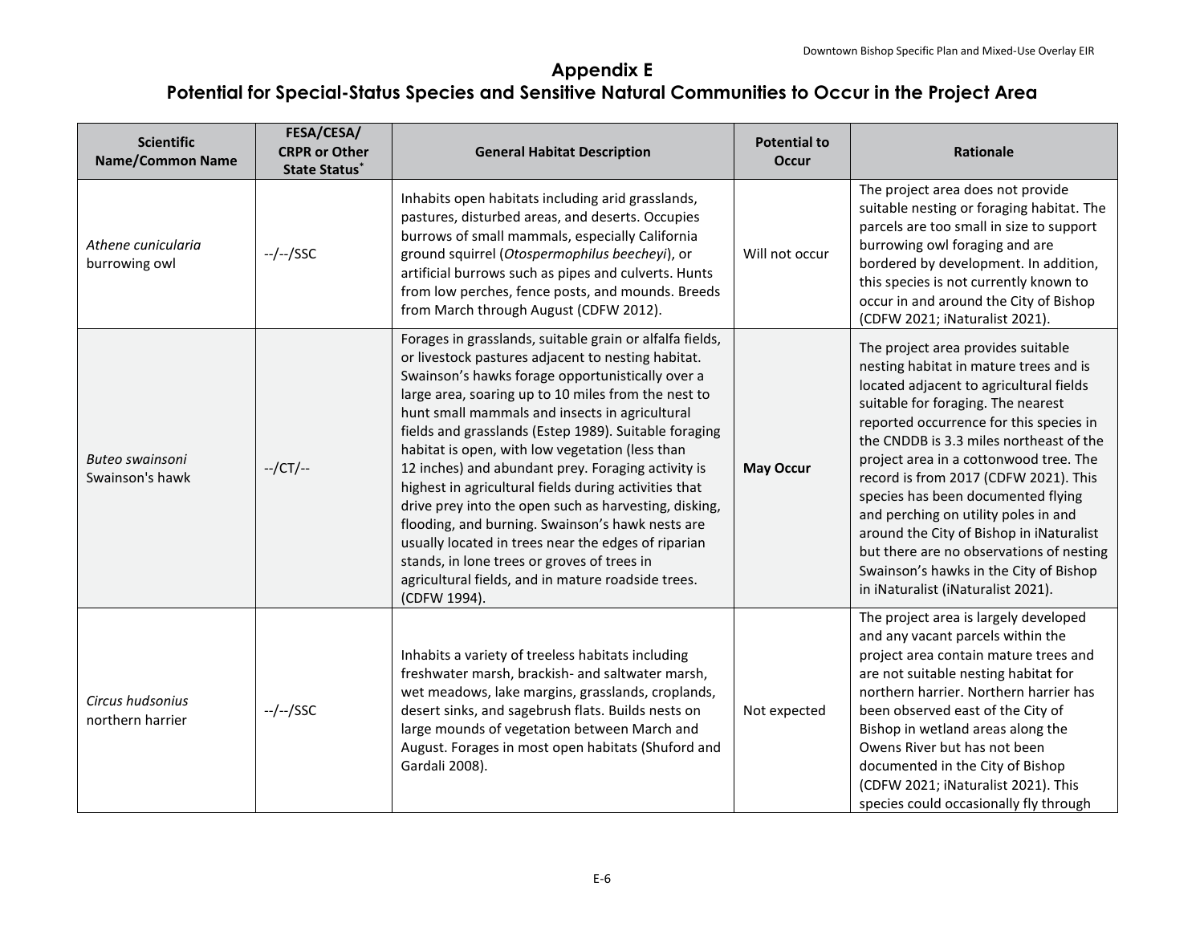# Appendix E
# Potential for Special-Status Species and Sensitive Natural Communities to Occur in the Project Area

| Scientific Name/Common Name | FESA/CESA/ CRPR or Other State Status* | General Habitat Description | Potential to Occur | Rationale |
|---|---|---|---|---|
| *Athene cunicularia* burrowing owl | --/--/SSC | Inhabits open habitats including arid grasslands, pastures, disturbed areas, and deserts. Occupies burrows of small mammals, especially California ground squirrel (*Otospermophilus beecheyi*), or artificial burrows such as pipes and culverts. Hunts from low perches, fence posts, and mounds. Breeds from March through August (CDFW 2012). | Will not occur | The project area does not provide suitable nesting or foraging habitat. The parcels are too small in size to support burrowing owl foraging and are bordered by development. In addition, this species is not currently known to occur in and around the City of Bishop (CDFW 2021; iNaturalist 2021). |
| *Buteo swainsoni* Swainson's hawk | --/CT/-- | Forages in grasslands, suitable grain or alfalfa fields, or livestock pastures adjacent to nesting habitat. Swainson's hawks forage opportunistically over a large area, soaring up to 10 miles from the nest to hunt small mammals and insects in agricultural fields and grasslands (Estep 1989). Suitable foraging habitat is open, with low vegetation (less than 12 inches) and abundant prey. Foraging activity is highest in agricultural fields during activities that drive prey into the open such as harvesting, disking, flooding, and burning. Swainson's hawk nests are usually located in trees near the edges of riparian stands, in lone trees or groves of trees in agricultural fields, and in mature roadside trees. (CDFW 1994). | **May Occur** | The project area provides suitable nesting habitat in mature trees and is located adjacent to agricultural fields suitable for foraging. The nearest reported occurrence for this species in the CNDDB is 3.3 miles northeast of the project area in a cottonwood tree. The record is from 2017 (CDFW 2021). This species has been documented flying and perching on utility poles in and around the City of Bishop in iNaturalist but there are no observations of nesting Swainson's hawks in the City of Bishop in iNaturalist (iNaturalist 2021). |
| *Circus hudsonius* northern harrier | --/--/SSC | Inhabits a variety of treeless habitats including freshwater marsh, brackish- and saltwater marsh, wet meadows, lake margins, grasslands, croplands, desert sinks, and sagebrush flats. Builds nests on large mounds of vegetation between March and August. Forages in most open habitats (Shuford and Gardali 2008). | Not expected | The project area is largely developed and any vacant parcels within the project area contain mature trees and are not suitable nesting habitat for northern harrier. Northern harrier has been observed east of the City of Bishop in wetland areas along the Owens River but has not been documented in the City of Bishop (CDFW 2021; iNaturalist 2021). This species could occasionally fly through |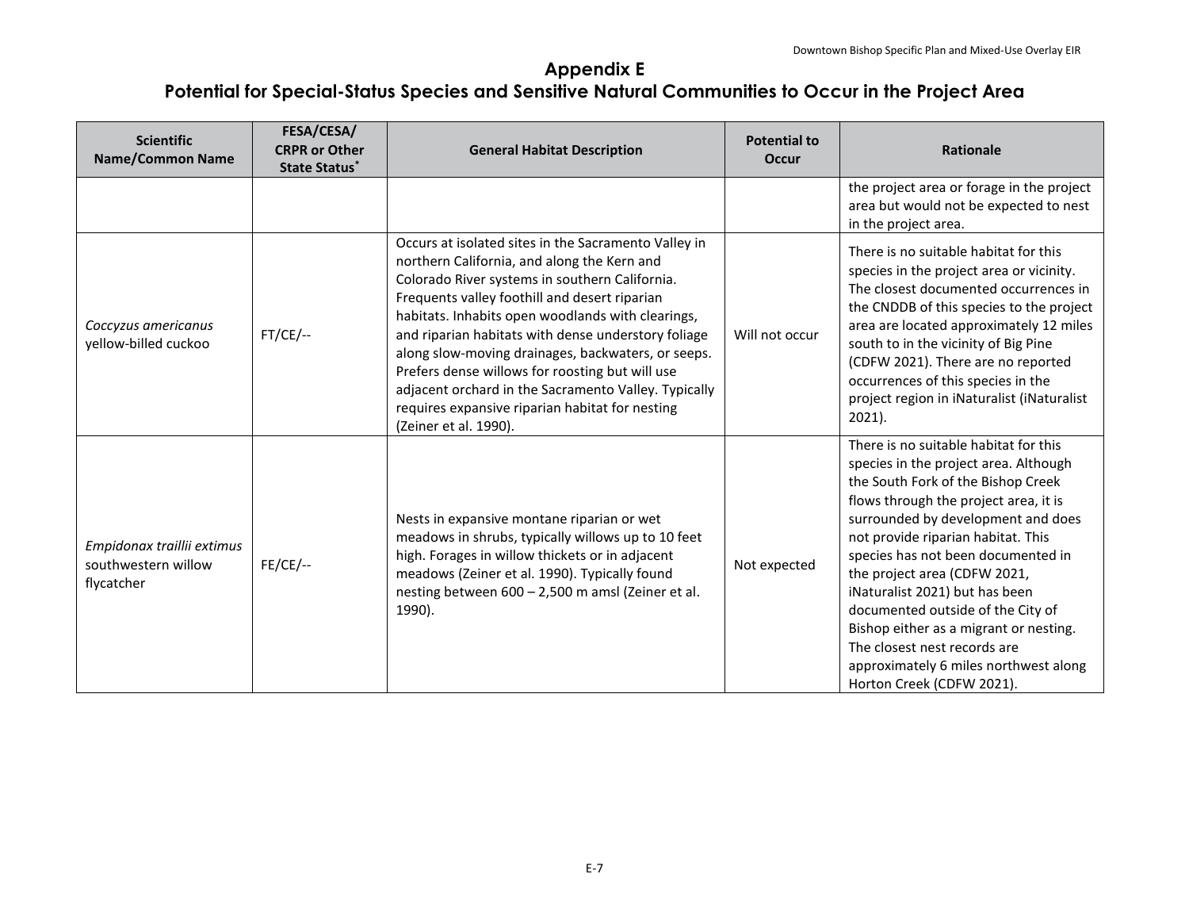## Appendix E
## Potential for Special-Status Species and Sensitive Natural Communities to Occur in the Project Area

| Scientific Name/Common Name | FESA/CESA/ CRPR or Other State Status* | General Habitat Description | Potential to Occur | Rationale |
|---|---|---|---|---|
| | | | | the project area or forage in the project area but would not be expected to nest in the project area. |
| *Coccyzus americanus* yellow-billed cuckoo | FT/CE/-- | Occurs at isolated sites in the Sacramento Valley in northern California, and along the Kern and Colorado River systems in southern California. Frequents valley foothill and desert riparian habitats. Inhabits open woodlands with clearings, and riparian habitats with dense understory foliage along slow-moving drainages, backwaters, or seeps. Prefers dense willows for roosting but will use adjacent orchard in the Sacramento Valley. Typically requires expansive riparian habitat for nesting (Zeiner et al. 1990). | Will not occur | There is no suitable habitat for this species in the project area or vicinity. The closest documented occurrences in the CNDDB of this species to the project area are located approximately 12 miles south to in the vicinity of Big Pine (CDFW 2021). There are no reported occurrences of this species in the project region in iNaturalist (iNaturalist 2021). |
| *Empidonax traillii extimus* southwestern willow flycatcher | FE/CE/-- | Nests in expansive montane riparian or wet meadows in shrubs, typically willows up to 10 feet high. Forages in willow thickets or in adjacent meadows (Zeiner et al. 1990). Typically found nesting between 600 – 2,500 m amsl (Zeiner et al. 1990). | Not expected | There is no suitable habitat for this species in the project area. Although the South Fork of the Bishop Creek flows through the project area, it is surrounded by development and does not provide riparian habitat. This species has not been documented in the project area (CDFW 2021, iNaturalist 2021) but has been documented outside of the City of Bishop either as a migrant or nesting. The closest nest records are approximately 6 miles northwest along Horton Creek (CDFW 2021). |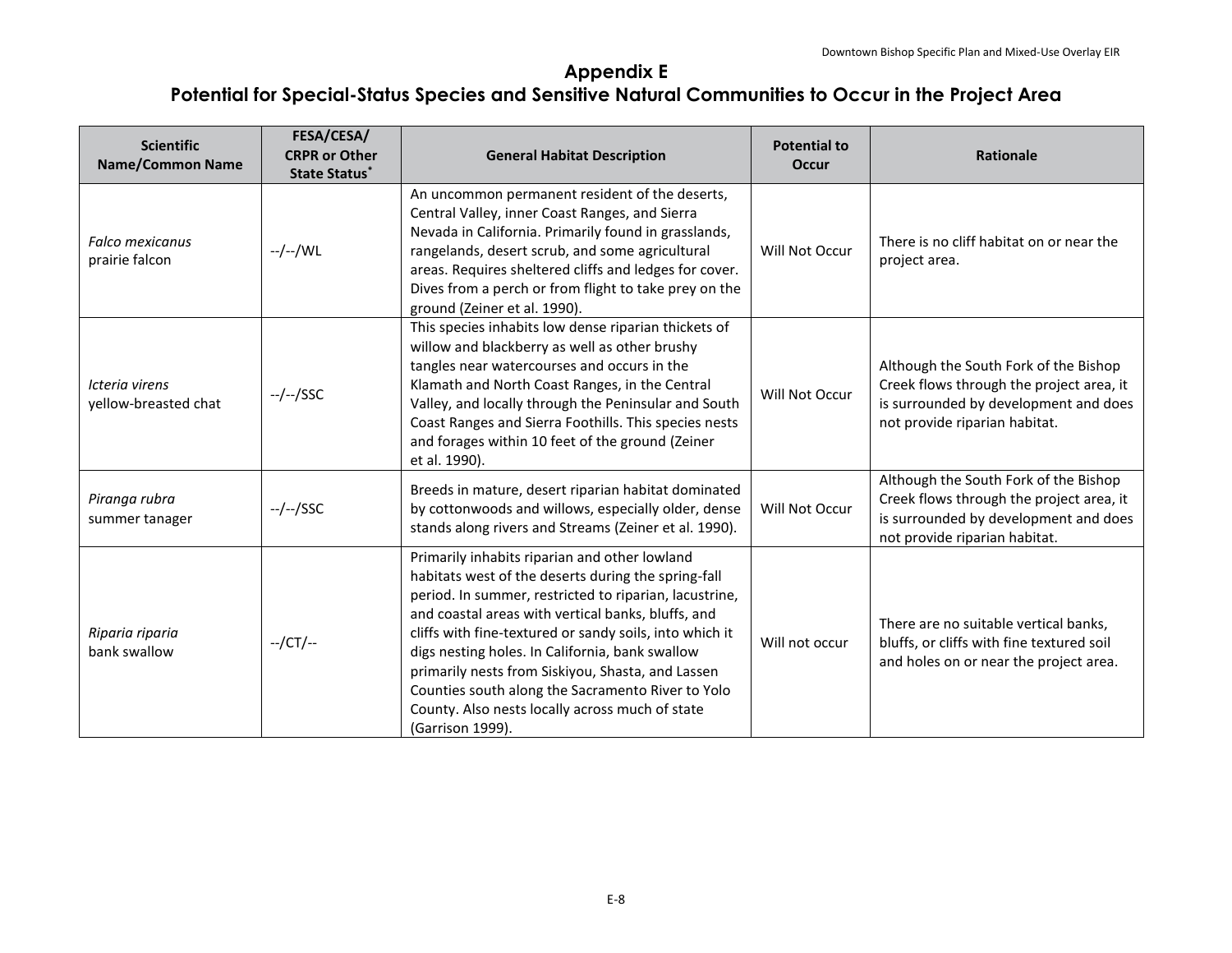## Appendix E
## Potential for Special-Status Species and Sensitive Natural Communities to Occur in the Project Area

| Scientific Name/Common Name | FESA/CESA/ CRPR or Other State Status* | General Habitat Description | Potential to Occur | Rationale |
|---|---|---|---|---|
| *Falco mexicanus* prairie falcon | --/--/WL | An uncommon permanent resident of the deserts, Central Valley, inner Coast Ranges, and Sierra Nevada in California. Primarily found in grasslands, rangelands, desert scrub, and some agricultural areas. Requires sheltered cliffs and ledges for cover. Dives from a perch or from flight to take prey on the ground (Zeiner et al. 1990). | Will Not Occur | There is no cliff habitat on or near the project area. |
| *Icteria virens* yellow-breasted chat | --/--/SSC | This species inhabits low dense riparian thickets of willow and blackberry as well as other brushy tangles near watercourses and occurs in the Klamath and North Coast Ranges, in the Central Valley, and locally through the Peninsular and South Coast Ranges and Sierra Foothills. This species nests and forages within 10 feet of the ground (Zeiner et al. 1990). | Will Not Occur | Although the South Fork of the Bishop Creek flows through the project area, it is surrounded by development and does not provide riparian habitat. |
| *Piranga rubra* summer tanager | --/--/SSC | Breeds in mature, desert riparian habitat dominated by cottonwoods and willows, especially older, dense stands along rivers and Streams (Zeiner et al. 1990). | Will Not Occur | Although the South Fork of the Bishop Creek flows through the project area, it is surrounded by development and does not provide riparian habitat. |
| *Riparia riparia* bank swallow | --/CT/-- | Primarily inhabits riparian and other lowland habitats west of the deserts during the spring-fall period. In summer, restricted to riparian, lacustrine, and coastal areas with vertical banks, bluffs, and cliffs with fine-textured or sandy soils, into which it digs nesting holes. In California, bank swallow primarily nests from Siskiyou, Shasta, and Lassen Counties south along the Sacramento River to Yolo County. Also nests locally across much of state (Garrison 1999). | Will not occur | There are no suitable vertical banks, bluffs, or cliffs with fine textured soil and holes on or near the project area. |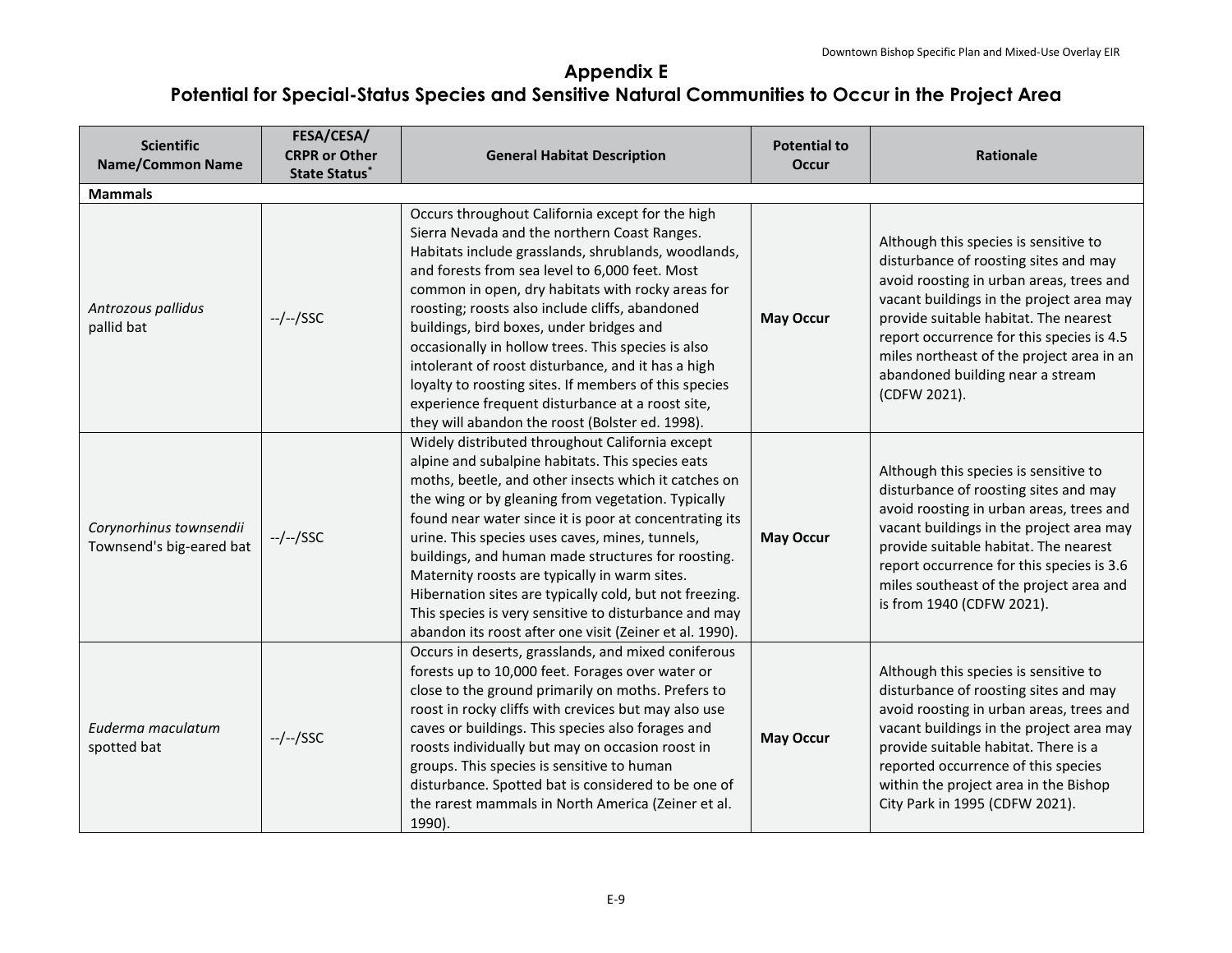# Appendix E
# Potential for Special-Status Species and Sensitive Natural Communities to Occur in the Project Area

| Scientific Name/Common Name | FESA/CESA/ CRPR or Other State Status* | General Habitat Description | Potential to Occur | Rationale |
|---|---|---|---|---|
| **Mammals** | | | | |
| *Antrozous pallidus* pallid bat | --/--/SSC | Occurs throughout California except for the high Sierra Nevada and the northern Coast Ranges. Habitats include grasslands, shrublands, woodlands, and forests from sea level to 6,000 feet. Most common in open, dry habitats with rocky areas for roosting; roosts also include cliffs, abandoned buildings, bird boxes, under bridges and occasionally in hollow trees. This species is also intolerant of roost disturbance, and it has a high loyalty to roosting sites. If members of this species experience frequent disturbance at a roost site, they will abandon the roost (Bolster ed. 1998). | **May Occur** | Although this species is sensitive to disturbance of roosting sites and may avoid roosting in urban areas, trees and vacant buildings in the project area may provide suitable habitat. The nearest report occurrence for this species is 4.5 miles northeast of the project area in an abandoned building near a stream (CDFW 2021). |
| *Corynorhinus townsendii* Townsend's big-eared bat | --/--/SSC | Widely distributed throughout California except alpine and subalpine habitats. This species eats moths, beetle, and other insects which it catches on the wing or by gleaning from vegetation. Typically found near water since it is poor at concentrating its urine. This species uses caves, mines, tunnels, buildings, and human made structures for roosting. Maternity roosts are typically in warm sites. Hibernation sites are typically cold, but not freezing. This species is very sensitive to disturbance and may abandon its roost after one visit (Zeiner et al. 1990). | **May Occur** | Although this species is sensitive to disturbance of roosting sites and may avoid roosting in urban areas, trees and vacant buildings in the project area may provide suitable habitat. The nearest report occurrence for this species is 3.6 miles southeast of the project area and is from 1940 (CDFW 2021). |
| *Euderma maculatum* spotted bat | --/--/SSC | Occurs in deserts, grasslands, and mixed coniferous forests up to 10,000 feet. Forages over water or close to the ground primarily on moths. Prefers to roost in rocky cliffs with crevices but may also use caves or buildings. This species also forages and roosts individually but may on occasion roost in groups. This species is sensitive to human disturbance. Spotted bat is considered to be one of the rarest mammals in North America (Zeiner et al. 1990). | **May Occur** | Although this species is sensitive to disturbance of roosting sites and may avoid roosting in urban areas, trees and vacant buildings in the project area may provide suitable habitat. There is a reported occurrence of this species within the project area in the Bishop City Park in 1995 (CDFW 2021). |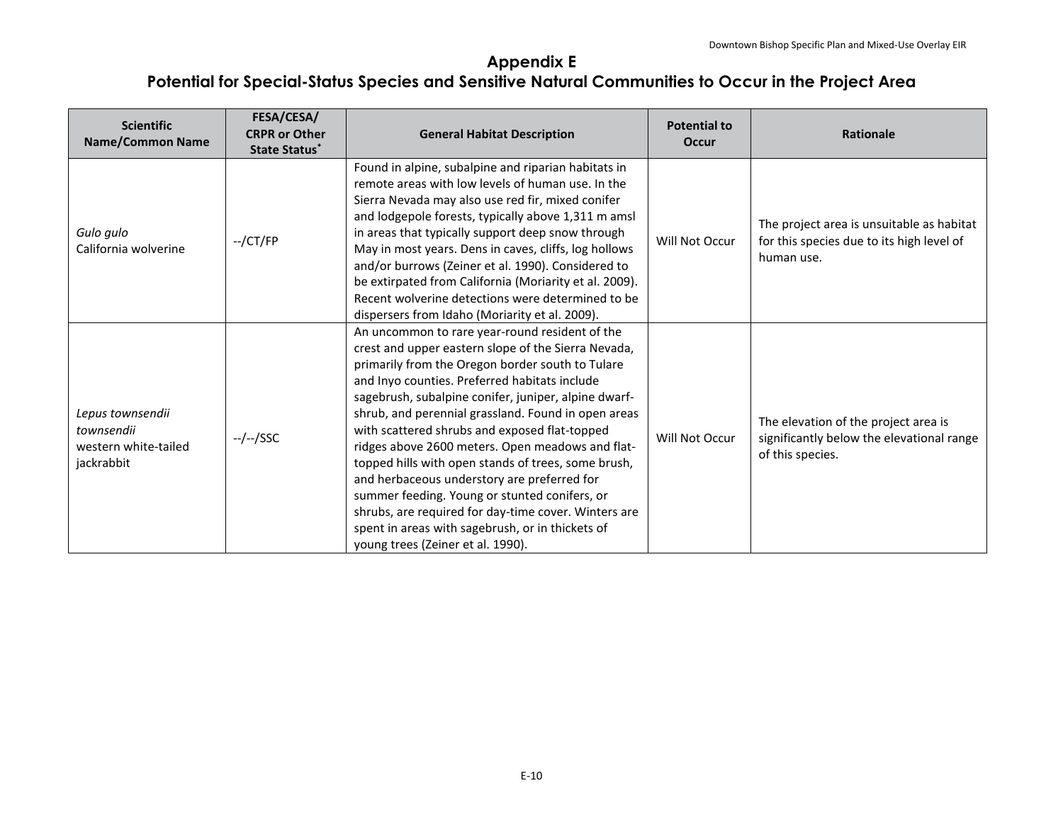# Appendix E

## Potential for Special-Status Species and Sensitive Natural Communities to Occur in the Project Area

| Scientific Name/Common Name | FESA/CESA/ CRPR or Other State Status* | General Habitat Description | Potential to Occur | Rationale |
|---|---|---|---|---|
| *Gulo gulo* California wolverine | --/CT/FP | Found in alpine, subalpine and riparian habitats in remote areas with low levels of human use. In the Sierra Nevada may also use red fir, mixed conifer and lodgepole forests, typically above 1,311 m amsl in areas that typically support deep snow through May in most years. Dens in caves, cliffs, log hollows and/or burrows (Zeiner et al. 1990). Considered to be extirpated from California (Moriarity et al. 2009). Recent wolverine detections were determined to be dispersers from Idaho (Moriarity et al. 2009). | Will Not Occur | The project area is unsuitable as habitat for this species due to its high level of human use. |
| *Lepus townsendii townsendii* western white-tailed jackrabbit | --/--/SSC | An uncommon to rare year-round resident of the crest and upper eastern slope of the Sierra Nevada, primarily from the Oregon border south to Tulare and Inyo counties. Preferred habitats include sagebrush, subalpine conifer, juniper, alpine dwarf-shrub, and perennial grassland. Found in open areas with scattered shrubs and exposed flat-topped ridges above 2600 meters. Open meadows and flat-topped hills with open stands of trees, some brush, and herbaceous understory are preferred for summer feeding. Young or stunted conifers, or shrubs, are required for day-time cover. Winters are spent in areas with sagebrush, or in thickets of young trees (Zeiner et al. 1990). | Will Not Occur | The elevation of the project area is significantly below the elevational range of this species. |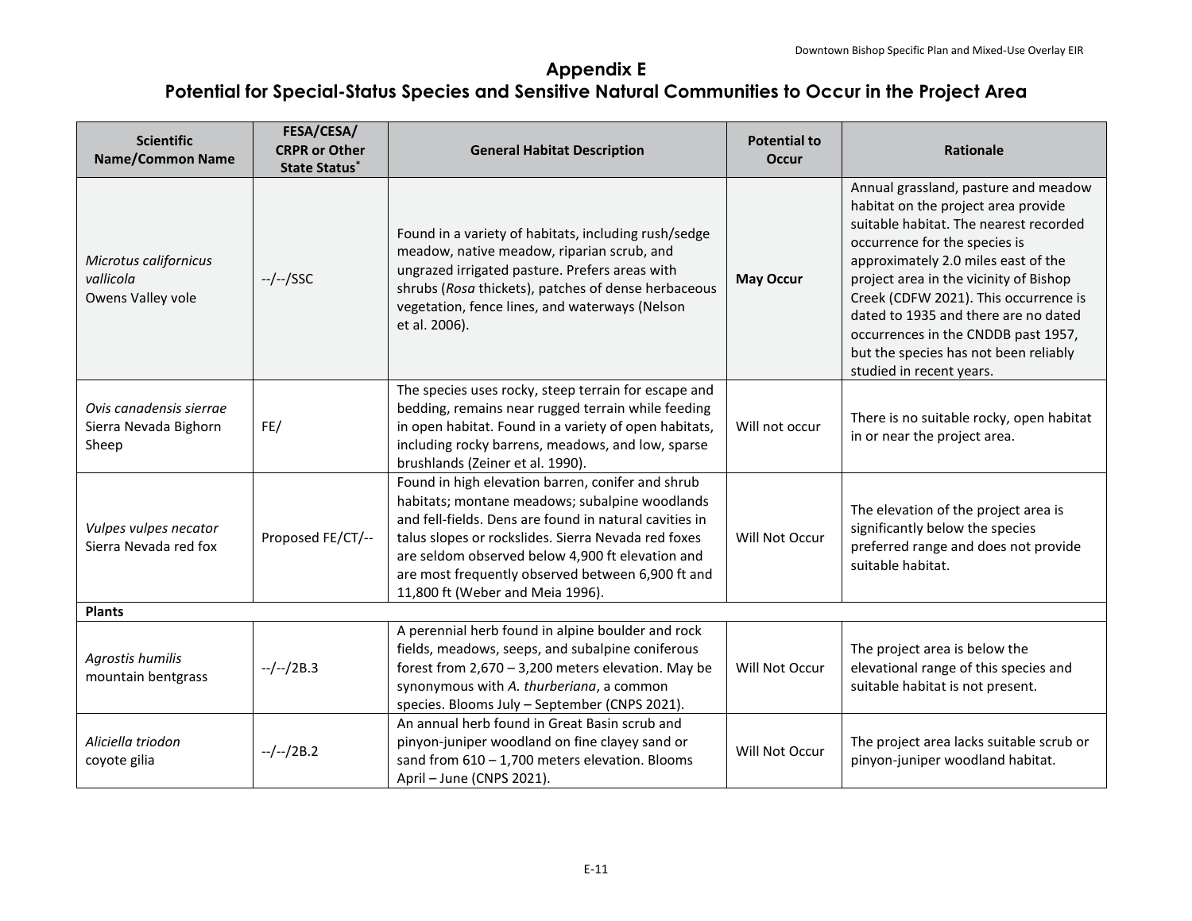# Appendix E
# Potential for Special-Status Species and Sensitive Natural Communities to Occur in the Project Area

| Scientific Name/Common Name | FESA/CESA/ CRPR or Other State Status* | General Habitat Description | Potential to Occur | Rationale |
|---|---|---|---|---|
| *Microtus californicus vallicola* Owens Valley vole | --/--/SSC | Found in a variety of habitats, including rush/sedge meadow, native meadow, riparian scrub, and ungrazed irrigated pasture. Prefers areas with shrubs (*Rosa* thickets), patches of dense herbaceous vegetation, fence lines, and waterways (Nelson et al. 2006). | **May Occur** | Annual grassland, pasture and meadow habitat on the project area provide suitable habitat. The nearest recorded occurrence for the species is approximately 2.0 miles east of the project area in the vicinity of Bishop Creek (CDFW 2021). This occurrence is dated to 1935 and there are no dated occurrences in the CNDDB past 1957, but the species has not been reliably studied in recent years. |
| *Ovis canadensis sierrae* Sierra Nevada Bighorn Sheep | FE/ | The species uses rocky, steep terrain for escape and bedding, remains near rugged terrain while feeding in open habitat. Found in a variety of open habitats, including rocky barrens, meadows, and low, sparse brushlands (Zeiner et al. 1990). | Will not occur | There is no suitable rocky, open habitat in or near the project area. |
| *Vulpes vulpes necator* Sierra Nevada red fox | Proposed FE/CT/-- | Found in high elevation barren, conifer and shrub habitats; montane meadows; subalpine woodlands and fell-fields. Dens are found in natural cavities in talus slopes or rockslides. Sierra Nevada red foxes are seldom observed below 4,900 ft elevation and are most frequently observed between 6,900 ft and 11,800 ft (Weber and Meia 1996). | Will Not Occur | The elevation of the project area is significantly below the species preferred range and does not provide suitable habitat. |
| **Plants** | | | | |
| *Agrostis humilis* mountain bentgrass | --/--/2B.3 | A perennial herb found in alpine boulder and rock fields, meadows, seeps, and subalpine coniferous forest from 2,670 – 3,200 meters elevation. May be synonymous with *A. thurberiana*, a common species. Blooms July – September (CNPS 2021). | Will Not Occur | The project area is below the elevational range of this species and suitable habitat is not present. |
| *Aliciella triodon* coyote gilia | --/--/2B.2 | An annual herb found in Great Basin scrub and pinyon-juniper woodland on fine clayey sand or sand from 610 – 1,700 meters elevation. Blooms April – June (CNPS 2021). | Will Not Occur | The project area lacks suitable scrub or pinyon-juniper woodland habitat. |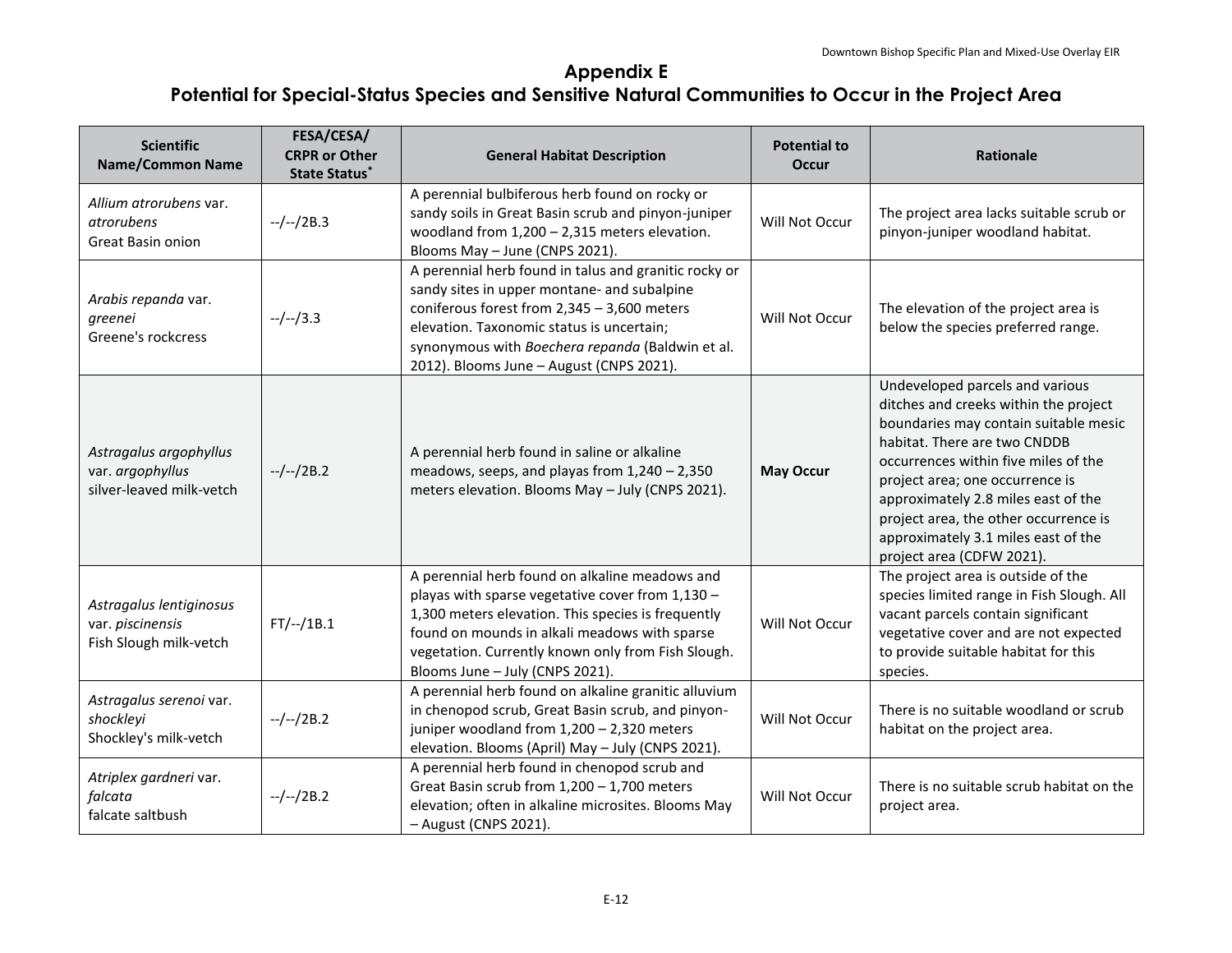# Appendix E
## Potential for Special-Status Species and Sensitive Natural Communities to Occur in the Project Area

| Scientific Name/Common Name | FESA/CESA/ CRPR or Other State Status* | General Habitat Description | Potential to Occur | Rationale |
|---|---|---|---|---|
| *Allium atrorubens* var. *atrorubens* Great Basin onion | --/--/2B.3 | A perennial bulbiferous herb found on rocky or sandy soils in Great Basin scrub and pinyon-juniper woodland from 1,200 – 2,315 meters elevation. Blooms May – June (CNPS 2021). | Will Not Occur | The project area lacks suitable scrub or pinyon-juniper woodland habitat. |
| *Arabis repanda* var. *greenei* Greene's rockcress | --/--/3.3 | A perennial herb found in talus and granitic rocky or sandy sites in upper montane- and subalpine coniferous forest from 2,345 – 3,600 meters elevation. Taxonomic status is uncertain; synonymous with *Boechera repanda* (Baldwin et al. 2012). Blooms June – August (CNPS 2021). | Will Not Occur | The elevation of the project area is below the species preferred range. |
| *Astragalus argophyllus* var. *argophyllus* silver-leaved milk-vetch | --/--/2B.2 | A perennial herb found in saline or alkaline meadows, seeps, and playas from 1,240 – 2,350 meters elevation. Blooms May – July (CNPS 2021). | **May Occur** | Undeveloped parcels and various ditches and creeks within the project boundaries may contain suitable mesic habitat. There are two CNDDB occurrences within five miles of the project area; one occurrence is approximately 2.8 miles east of the project area, the other occurrence is approximately 3.1 miles east of the project area (CDFW 2021). |
| *Astragalus lentiginosus* var. *piscinensis* Fish Slough milk-vetch | FT/--/1B.1 | A perennial herb found on alkaline meadows and playas with sparse vegetative cover from 1,130 – 1,300 meters elevation. This species is frequently found on mounds in alkali meadows with sparse vegetation. Currently known only from Fish Slough. Blooms June – July (CNPS 2021). | Will Not Occur | The project area is outside of the species limited range in Fish Slough. All vacant parcels contain significant vegetative cover and are not expected to provide suitable habitat for this species. |
| *Astragalus serenoi* var. *shockleyi* Shockley's milk-vetch | --/--/2B.2 | A perennial herb found on alkaline granitic alluvium in chenopod scrub, Great Basin scrub, and pinyon-juniper woodland from 1,200 – 2,320 meters elevation. Blooms (April) May – July (CNPS 2021). | Will Not Occur | There is no suitable woodland or scrub habitat on the project area. |
| *Atriplex gardneri* var. *falcata* falcate saltbush | --/--/2B.2 | A perennial herb found in chenopod scrub and Great Basin scrub from 1,200 – 1,700 meters elevation; often in alkaline microsites. Blooms May – August (CNPS 2021). | Will Not Occur | There is no suitable scrub habitat on the project area. |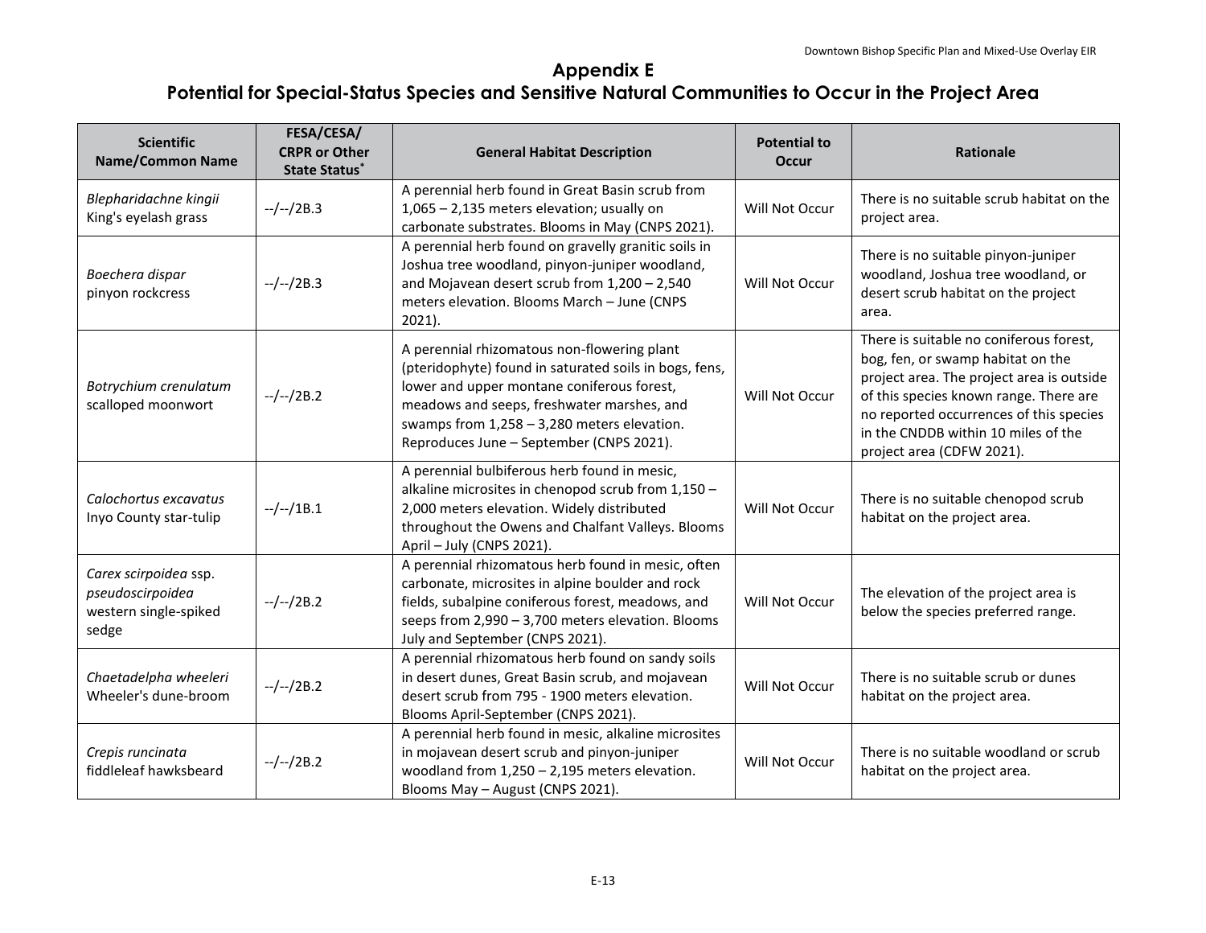# Appendix E

## Potential for Special-Status Species and Sensitive Natural Communities to Occur in the Project Area

| Scientific Name/Common Name | FESA/CESA/ CRPR or Other State Status* | General Habitat Description | Potential to Occur | Rationale |
|---|---|---|---|---|
| *Blepharidachne kingii* King's eyelash grass | --/--/2B.3 | A perennial herb found in Great Basin scrub from 1,065 – 2,135 meters elevation; usually on carbonate substrates. Blooms in May (CNPS 2021). | Will Not Occur | There is no suitable scrub habitat on the project area. |
| *Boechera dispar* pinyon rockcress | --/--/2B.3 | A perennial herb found on gravelly granitic soils in Joshua tree woodland, pinyon-juniper woodland, and Mojavean desert scrub from 1,200 – 2,540 meters elevation. Blooms March – June (CNPS 2021). | Will Not Occur | There is no suitable pinyon-juniper woodland, Joshua tree woodland, or desert scrub habitat on the project area. |
| *Botrychium crenulatum* scalloped moonwort | --/--/2B.2 | A perennial rhizomatous non-flowering plant (pteridophyte) found in saturated soils in bogs, fens, lower and upper montane coniferous forest, meadows and seeps, freshwater marshes, and swamps from 1,258 – 3,280 meters elevation. Reproduces June – September (CNPS 2021). | Will Not Occur | There is suitable no coniferous forest, bog, fen, or swamp habitat on the project area. The project area is outside of this species known range. There are no reported occurrences of this species in the CNDDB within 10 miles of the project area (CDFW 2021). |
| *Calochortus excavatus* Inyo County star-tulip | --/--/1B.1 | A perennial bulbiferous herb found in mesic, alkaline microsites in chenopod scrub from 1,150 – 2,000 meters elevation. Widely distributed throughout the Owens and Chalfant Valleys. Blooms April – July (CNPS 2021). | Will Not Occur | There is no suitable chenopod scrub habitat on the project area. |
| *Carex scirpoidea* ssp. *pseudoscirpoidea* western single-spiked sedge | --/--/2B.2 | A perennial rhizomatous herb found in mesic, often carbonate, microsites in alpine boulder and rock fields, subalpine coniferous forest, meadows, and seeps from 2,990 – 3,700 meters elevation. Blooms July and September (CNPS 2021). | Will Not Occur | The elevation of the project area is below the species preferred range. |
| *Chaetadelpha wheeleri* Wheeler's dune-broom | --/--/2B.2 | A perennial rhizomatous herb found on sandy soils in desert dunes, Great Basin scrub, and mojavean desert scrub from 795 - 1900 meters elevation. Blooms April-September (CNPS 2021). | Will Not Occur | There is no suitable scrub or dunes habitat on the project area. |
| *Crepis runcinata* fiddleleaf hawksbeard | --/--/2B.2 | A perennial herb found in mesic, alkaline microsites in mojavean desert scrub and pinyon-juniper woodland from 1,250 – 2,195 meters elevation. Blooms May – August (CNPS 2021). | Will Not Occur | There is no suitable woodland or scrub habitat on the project area. |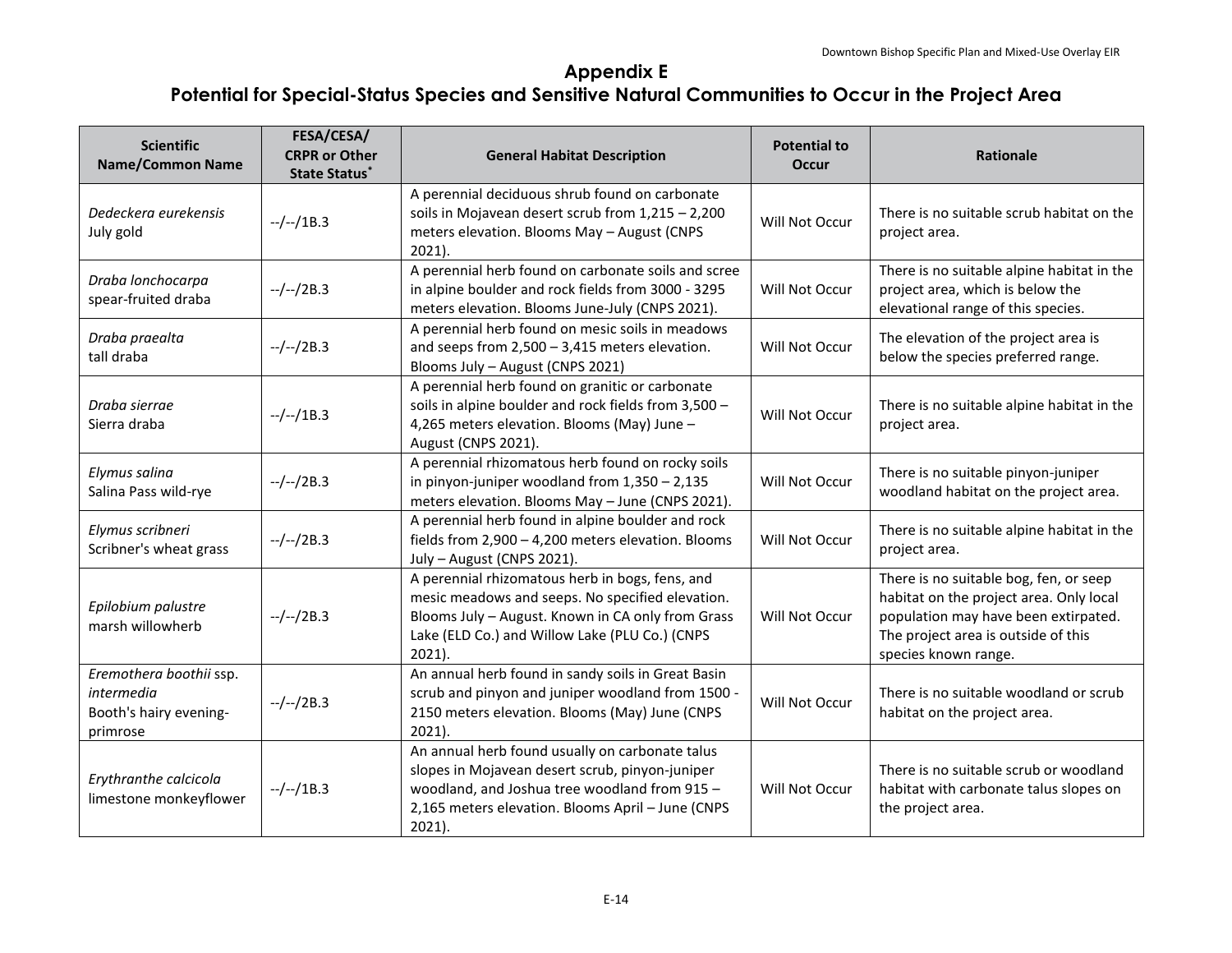# Appendix E
## Potential for Special-Status Species and Sensitive Natural Communities to Occur in the Project Area

| Scientific Name/Common Name | FESA/CESA/ CRPR or Other State Status* | General Habitat Description | Potential to Occur | Rationale |
|---|---|---|---|---|
| *Dedeckera eurekensis* July gold | --/--/1B.3 | A perennial deciduous shrub found on carbonate soils in Mojavean desert scrub from 1,215 – 2,200 meters elevation. Blooms May – August (CNPS 2021). | Will Not Occur | There is no suitable scrub habitat on the project area. |
| *Draba lonchocarpa* spear-fruited draba | --/--/2B.3 | A perennial herb found on carbonate soils and scree in alpine boulder and rock fields from 3000 - 3295 meters elevation. Blooms June-July (CNPS 2021). | Will Not Occur | There is no suitable alpine habitat in the project area, which is below the elevational range of this species. |
| *Draba praealta* tall draba | --/--/2B.3 | A perennial herb found on mesic soils in meadows and seeps from 2,500 – 3,415 meters elevation. Blooms July – August (CNPS 2021) | Will Not Occur | The elevation of the project area is below the species preferred range. |
| *Draba sierrae* Sierra draba | --/--/1B.3 | A perennial herb found on granitic or carbonate soils in alpine boulder and rock fields from 3,500 – 4,265 meters elevation. Blooms (May) June – August (CNPS 2021). | Will Not Occur | There is no suitable alpine habitat in the project area. |
| *Elymus salina* Salina Pass wild-rye | --/--/2B.3 | A perennial rhizomatous herb found on rocky soils in pinyon-juniper woodland from 1,350 – 2,135 meters elevation. Blooms May – June (CNPS 2021). | Will Not Occur | There is no suitable pinyon-juniper woodland habitat on the project area. |
| *Elymus scribneri* Scribner's wheat grass | --/--/2B.3 | A perennial herb found in alpine boulder and rock fields from 2,900 – 4,200 meters elevation. Blooms July – August (CNPS 2021). | Will Not Occur | There is no suitable alpine habitat in the project area. |
| *Epilobium palustre* marsh willowherb | --/--/2B.3 | A perennial rhizomatous herb in bogs, fens, and mesic meadows and seeps. No specified elevation. Blooms July – August. Known in CA only from Grass Lake (ELD Co.) and Willow Lake (PLU Co.) (CNPS 2021). | Will Not Occur | There is no suitable bog, fen, or seep habitat on the project area. Only local population may have been extirpated. The project area is outside of this species known range. |
| *Eremothera boothii* ssp. *intermedia* Booth's hairy evening-primrose | --/--/2B.3 | An annual herb found in sandy soils in Great Basin scrub and pinyon and juniper woodland from 1500 - 2150 meters elevation. Blooms (May) June (CNPS 2021). | Will Not Occur | There is no suitable woodland or scrub habitat on the project area. |
| *Erythranthe calcicola* limestone monkeyflower | --/--/1B.3 | An annual herb found usually on carbonate talus slopes in Mojavean desert scrub, pinyon-juniper woodland, and Joshua tree woodland from 915 – 2,165 meters elevation. Blooms April – June (CNPS 2021). | Will Not Occur | There is no suitable scrub or woodland habitat with carbonate talus slopes on the project area. |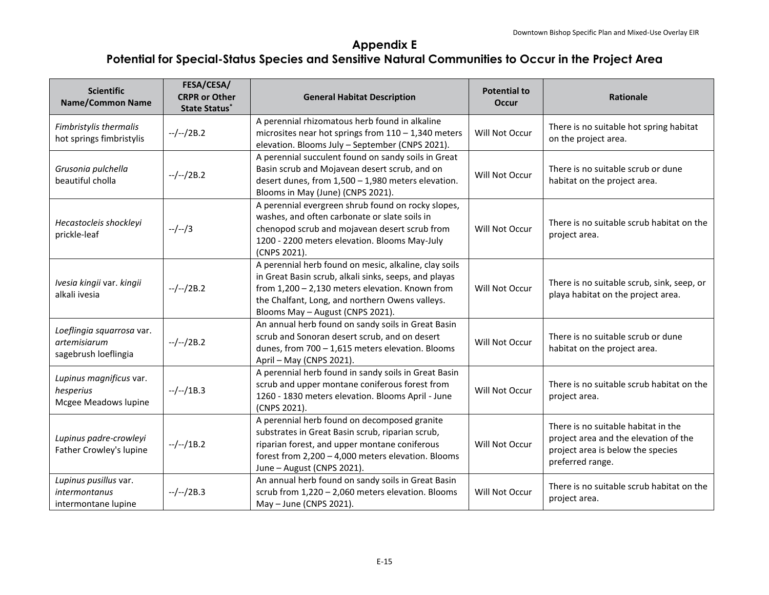# Appendix E
# Potential for Special-Status Species and Sensitive Natural Communities to Occur in the Project Area

| Scientific Name/Common Name | FESA/CESA/ CRPR or Other State Status* | General Habitat Description | Potential to Occur | Rationale |
|---|---|---|---|---|
| *Fimbristylis thermalis* hot springs fimbristylis | --/--/2B.2 | A perennial rhizomatous herb found in alkaline microsites near hot springs from 110 – 1,340 meters elevation. Blooms July – September (CNPS 2021). | Will Not Occur | There is no suitable hot spring habitat on the project area. |
| *Grusonia pulchella* beautiful cholla | --/--/2B.2 | A perennial succulent found on sandy soils in Great Basin scrub and Mojavean desert scrub, and on desert dunes, from 1,500 – 1,980 meters elevation. Blooms in May (June) (CNPS 2021). | Will Not Occur | There is no suitable scrub or dune habitat on the project area. |
| *Hecastocleis shockleyi* prickle-leaf | --/--/3 | A perennial evergreen shrub found on rocky slopes, washes, and often carbonate or slate soils in chenopod scrub and mojavean desert scrub from 1200 - 2200 meters elevation. Blooms May-July (CNPS 2021). | Will Not Occur | There is no suitable scrub habitat on the project area. |
| *Ivesia kingii* var. *kingii* alkali ivesia | --/--/2B.2 | A perennial herb found on mesic, alkaline, clay soils in Great Basin scrub, alkali sinks, seeps, and playas from 1,200 – 2,130 meters elevation. Known from the Chalfant, Long, and northern Owens valleys. Blooms May – August (CNPS 2021). | Will Not Occur | There is no suitable scrub, sink, seep, or playa habitat on the project area. |
| *Loeflingia squarrosa* var. *artemisiarum* sagebrush loeflingia | --/--/2B.2 | An annual herb found on sandy soils in Great Basin scrub and Sonoran desert scrub, and on desert dunes, from 700 – 1,615 meters elevation. Blooms April – May (CNPS 2021). | Will Not Occur | There is no suitable scrub or dune habitat on the project area. |
| *Lupinus magnificus* var. *hesperius* Mcgee Meadows lupine | --/--/1B.3 | A perennial herb found in sandy soils in Great Basin scrub and upper montane coniferous forest from 1260 - 1830 meters elevation. Blooms April - June (CNPS 2021). | Will Not Occur | There is no suitable scrub habitat on the project area. |
| *Lupinus padre-crowleyi* Father Crowley's lupine | --/--/1B.2 | A perennial herb found on decomposed granite substrates in Great Basin scrub, riparian scrub, riparian forest, and upper montane coniferous forest from 2,200 – 4,000 meters elevation. Blooms June – August (CNPS 2021). | Will Not Occur | There is no suitable habitat in the project area and the elevation of the project area is below the species preferred range. |
| *Lupinus pusillus* var. *intermontanus* intermontane lupine | --/--/2B.3 | An annual herb found on sandy soils in Great Basin scrub from 1,220 – 2,060 meters elevation. Blooms May – June (CNPS 2021). | Will Not Occur | There is no suitable scrub habitat on the project area. |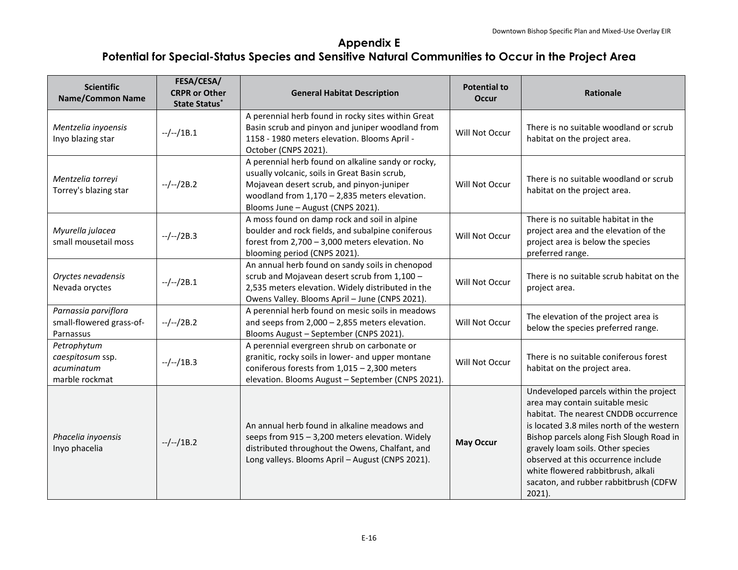# Appendix E

# Potential for Special-Status Species and Sensitive Natural Communities to Occur in the Project Area

| Scientific Name/Common Name | FESA/CESA/ CRPR or Other State Status* | General Habitat Description | Potential to Occur | Rationale |
|---|---|---|---|---|
| *Mentzelia inyoensis* Inyo blazing star | --/--/1B.1 | A perennial herb found in rocky sites within Great Basin scrub and pinyon and juniper woodland from 1158 - 1980 meters elevation. Blooms April - October (CNPS 2021). | Will Not Occur | There is no suitable woodland or scrub habitat on the project area. |
| *Mentzelia torreyi* Torrey's blazing star | --/--/2B.2 | A perennial herb found on alkaline sandy or rocky, usually volcanic, soils in Great Basin scrub, Mojavean desert scrub, and pinyon-juniper woodland from 1,170 – 2,835 meters elevation. Blooms June – August (CNPS 2021). | Will Not Occur | There is no suitable woodland or scrub habitat on the project area. |
| *Myurella julacea* small mousetail moss | --/--/2B.3 | A moss found on damp rock and soil in alpine boulder and rock fields, and subalpine coniferous forest from 2,700 – 3,000 meters elevation. No blooming period (CNPS 2021). | Will Not Occur | There is no suitable habitat in the project area and the elevation of the project area is below the species preferred range. |
| *Oryctes nevadensis* Nevada oryctes | --/--/2B.1 | An annual herb found on sandy soils in chenopod scrub and Mojavean desert scrub from 1,100 – 2,535 meters elevation. Widely distributed in the Owens Valley. Blooms April – June (CNPS 2021). | Will Not Occur | There is no suitable scrub habitat on the project area. |
| *Parnassia parviflora* small-flowered grass-of-Parnassus | --/--/2B.2 | A perennial herb found on mesic soils in meadows and seeps from 2,000 – 2,855 meters elevation. Blooms August – September (CNPS 2021). | Will Not Occur | The elevation of the project area is below the species preferred range. |
| *Petrophytum caespitosum* ssp. *acuminatum* marble rockmat | --/--/1B.3 | A perennial evergreen shrub on carbonate or granitic, rocky soils in lower- and upper montane coniferous forests from 1,015 – 2,300 meters elevation. Blooms August – September (CNPS 2021). | Will Not Occur | There is no suitable coniferous forest habitat on the project area. |
| *Phacelia inyoensis* Inyo phacelia | --/--/1B.2 | An annual herb found in alkaline meadows and seeps from 915 – 3,200 meters elevation. Widely distributed throughout the Owens, Chalfant, and Long valleys. Blooms April – August (CNPS 2021). | **May Occur** | Undeveloped parcels within the project area may contain suitable mesic habitat. The nearest CNDDB occurrence is located 3.8 miles north of the western Bishop parcels along Fish Slough Road in gravely loam soils. Other species observed at this occurrence include white flowered rabbitbrush, alkali sacaton, and rubber rabbitbrush (CDFW 2021). |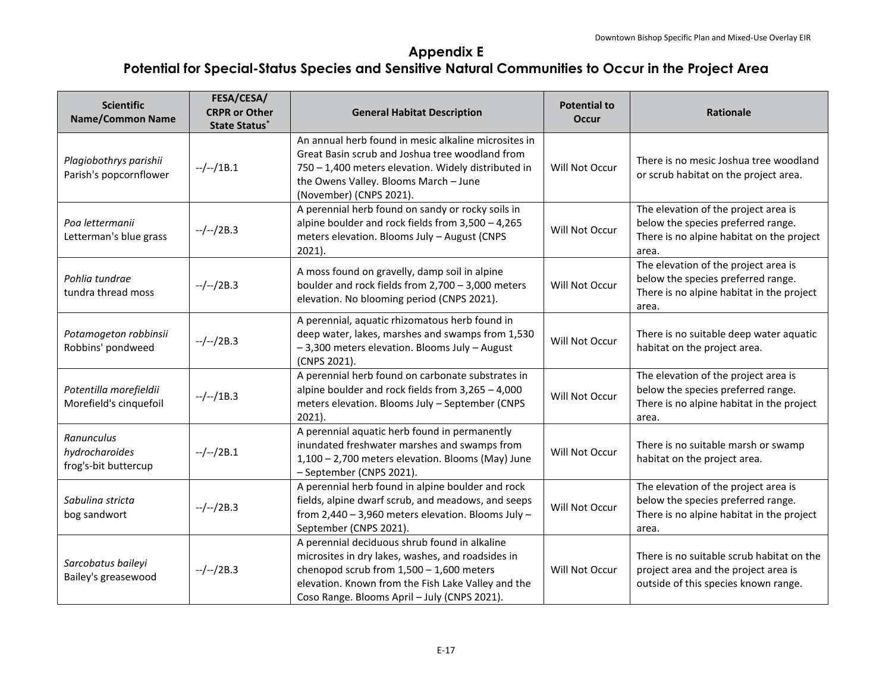# Appendix E
## Potential for Special-Status Species and Sensitive Natural Communities to Occur in the Project Area

| Scientific Name/Common Name | FESA/CESA/ CRPR or Other State Status* | General Habitat Description | Potential to Occur | Rationale |
|---|---|---|---|---|
| *Plagiobothrys parishii* Parish's popcornflower | --/--/1B.1 | An annual herb found in mesic alkaline microsites in Great Basin scrub and Joshua tree woodland from 750 – 1,400 meters elevation. Widely distributed in the Owens Valley. Blooms March – June (November) (CNPS 2021). | Will Not Occur | There is no mesic Joshua tree woodland or scrub habitat on the project area. |
| *Poa lettermanii* Letterman's blue grass | --/--/2B.3 | A perennial herb found on sandy or rocky soils in alpine boulder and rock fields from 3,500 – 4,265 meters elevation. Blooms July – August (CNPS 2021). | Will Not Occur | The elevation of the project area is below the species preferred range. There is no alpine habitat on the project area. |
| *Pohlia tundrae* tundra thread moss | --/--/2B.3 | A moss found on gravelly, damp soil in alpine boulder and rock fields from 2,700 – 3,000 meters elevation. No blooming period (CNPS 2021). | Will Not Occur | The elevation of the project area is below the species preferred range. There is no alpine habitat in the project area. |
| *Potamogeton robbinsii* Robbins' pondweed | --/--/2B.3 | A perennial, aquatic rhizomatous herb found in deep water, lakes, marshes and swamps from 1,530 – 3,300 meters elevation. Blooms July – August (CNPS 2021). | Will Not Occur | There is no suitable deep water aquatic habitat on the project area. |
| *Potentilla morefieldii* Morefield's cinquefoil | --/--/1B.3 | A perennial herb found on carbonate substrates in alpine boulder and rock fields from 3,265 – 4,000 meters elevation. Blooms July – September (CNPS 2021). | Will Not Occur | The elevation of the project area is below the species preferred range. There is no alpine habitat in the project area. |
| *Ranunculus hydrocharoides* frog's-bit buttercup | --/--/2B.1 | A perennial aquatic herb found in permanently inundated freshwater marshes and swamps from 1,100 – 2,700 meters elevation. Blooms (May) June – September (CNPS 2021). | Will Not Occur | There is no suitable marsh or swamp habitat on the project area. |
| *Sabulina stricta* bog sandwort | --/--/2B.3 | A perennial herb found in alpine boulder and rock fields, alpine dwarf scrub, and meadows, and seeps from 2,440 – 3,960 meters elevation. Blooms July – September (CNPS 2021). | Will Not Occur | The elevation of the project area is below the species preferred range. There is no alpine habitat in the project area. |
| *Sarcobatus baileyi* Bailey's greasewood | --/--/2B.3 | A perennial deciduous shrub found in alkaline microsites in dry lakes, washes, and roadsides in chenopod scrub from 1,500 – 1,600 meters elevation. Known from the Fish Lake Valley and the Coso Range. Blooms April – July (CNPS 2021). | Will Not Occur | There is no suitable scrub habitat on the project area and the project area is outside of this species known range. |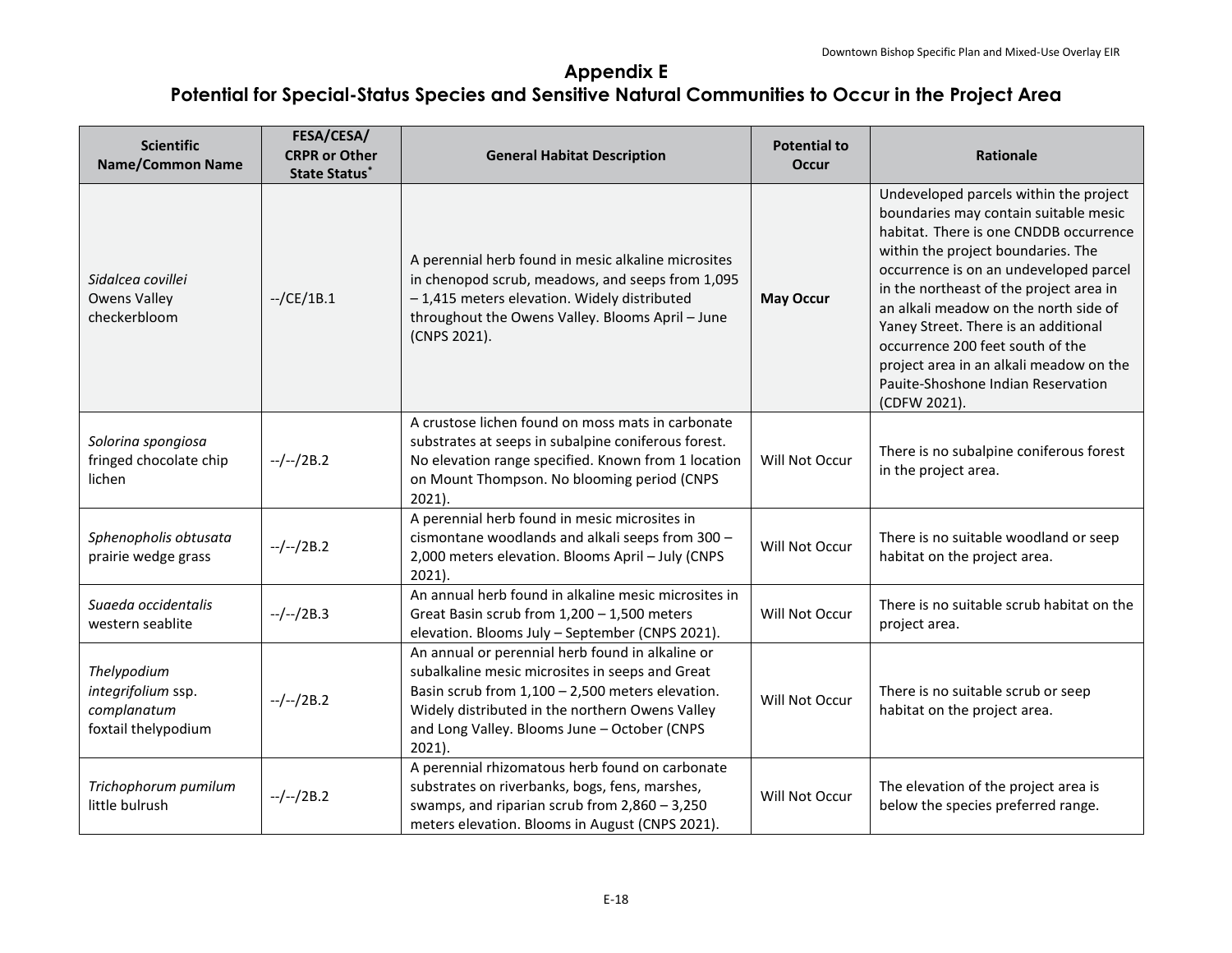# Appendix E

## Potential for Special-Status Species and Sensitive Natural Communities to Occur in the Project Area

| Scientific Name/Common Name | FESA/CESA/ CRPR or Other State Status* | General Habitat Description | Potential to Occur | Rationale |
|---|---|---|---|---|
| *Sidalcea covillei* Owens Valley checkerbloom | --/CE/1B.1 | A perennial herb found in mesic alkaline microsites in chenopod scrub, meadows, and seeps from 1,095 – 1,415 meters elevation. Widely distributed throughout the Owens Valley. Blooms April – June (CNPS 2021). | **May Occur** | Undeveloped parcels within the project boundaries may contain suitable mesic habitat. There is one CNDDB occurrence within the project boundaries. The occurrence is on an undeveloped parcel in the northeast of the project area in an alkali meadow on the north side of Yaney Street. There is an additional occurrence 200 feet south of the project area in an alkali meadow on the Pauite-Shoshone Indian Reservation (CDFW 2021). |
| *Solorina spongiosa* fringed chocolate chip lichen | --/--/2B.2 | A crustose lichen found on moss mats in carbonate substrates at seeps in subalpine coniferous forest. No elevation range specified. Known from 1 location on Mount Thompson. No blooming period (CNPS 2021). | Will Not Occur | There is no subalpine coniferous forest in the project area. |
| *Sphenopholis obtusata* prairie wedge grass | --/--/2B.2 | A perennial herb found in mesic microsites in cismontane woodlands and alkali seeps from 300 – 2,000 meters elevation. Blooms April – July (CNPS 2021). | Will Not Occur | There is no suitable woodland or seep habitat on the project area. |
| *Suaeda occidentalis* western seablite | --/--/2B.3 | An annual herb found in alkaline mesic microsites in Great Basin scrub from 1,200 – 1,500 meters elevation. Blooms July – September (CNPS 2021). | Will Not Occur | There is no suitable scrub habitat on the project area. |
| *Thelypodium integrifolium* ssp. *complanatum* foxtail thelypodium | --/--/2B.2 | An annual or perennial herb found in alkaline or subalkaline mesic microsites in seeps and Great Basin scrub from 1,100 – 2,500 meters elevation. Widely distributed in the northern Owens Valley and Long Valley. Blooms June – October (CNPS 2021). | Will Not Occur | There is no suitable scrub or seep habitat on the project area. |
| *Trichophorum pumilum* little bulrush | --/--/2B.2 | A perennial rhizomatous herb found on carbonate substrates on riverbanks, bogs, fens, marshes, swamps, and riparian scrub from 2,860 – 3,250 meters elevation. Blooms in August (CNPS 2021). | Will Not Occur | The elevation of the project area is below the species preferred range. |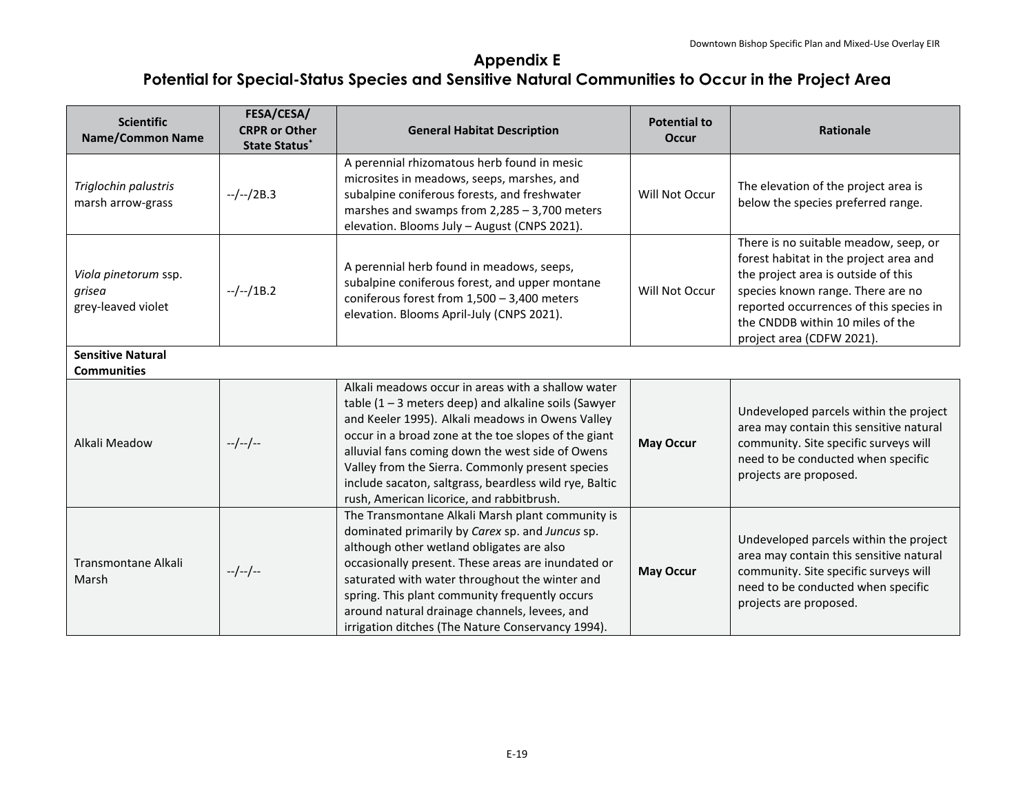## Appendix E
## Potential for Special-Status Species and Sensitive Natural Communities to Occur in the Project Area

| Scientific Name/Common Name | FESA/CESA/ CRPR or Other State Status* | General Habitat Description | Potential to Occur | Rationale |
|---|---|---|---|---|
| *Triglochin palustris* marsh arrow-grass | --/--/2B.3 | A perennial rhizomatous herb found in mesic microsites in meadows, seeps, marshes, and subalpine coniferous forests, and freshwater marshes and swamps from 2,285 – 3,700 meters elevation. Blooms July – August (CNPS 2021). | Will Not Occur | The elevation of the project area is below the species preferred range. |
| *Viola pinetorum* ssp. *grisea* grey-leaved violet | --/--/1B.2 | A perennial herb found in meadows, seeps, subalpine coniferous forest, and upper montane coniferous forest from 1,500 – 3,400 meters elevation. Blooms April-July (CNPS 2021). | Will Not Occur | There is no suitable meadow, seep, or forest habitat in the project area and the project area is outside of this species known range. There are no reported occurrences of this species in the CNDDB within 10 miles of the project area (CDFW 2021). |
| **Sensitive Natural Communities** | | | | |
| Alkali Meadow | --/--/-- | Alkali meadows occur in areas with a shallow water table (1 – 3 meters deep) and alkaline soils (Sawyer and Keeler 1995). Alkali meadows in Owens Valley occur in a broad zone at the toe slopes of the giant alluvial fans coming down the west side of Owens Valley from the Sierra. Commonly present species include sacaton, saltgrass, beardless wild rye, Baltic rush, American licorice, and rabbitbrush. | **May Occur** | Undeveloped parcels within the project area may contain this sensitive natural community. Site specific surveys will need to be conducted when specific projects are proposed. |
| Transmontane Alkali Marsh | --/--/-- | The Transmontane Alkali Marsh plant community is dominated primarily by *Carex* sp. and *Juncus* sp. although other wetland obligates are also occasionally present. These areas are inundated or saturated with water throughout the winter and spring. This plant community frequently occurs around natural drainage channels, levees, and irrigation ditches (The Nature Conservancy 1994). | **May Occur** | Undeveloped parcels within the project area may contain this sensitive natural community. Site specific surveys will need to be conducted when specific projects are proposed. |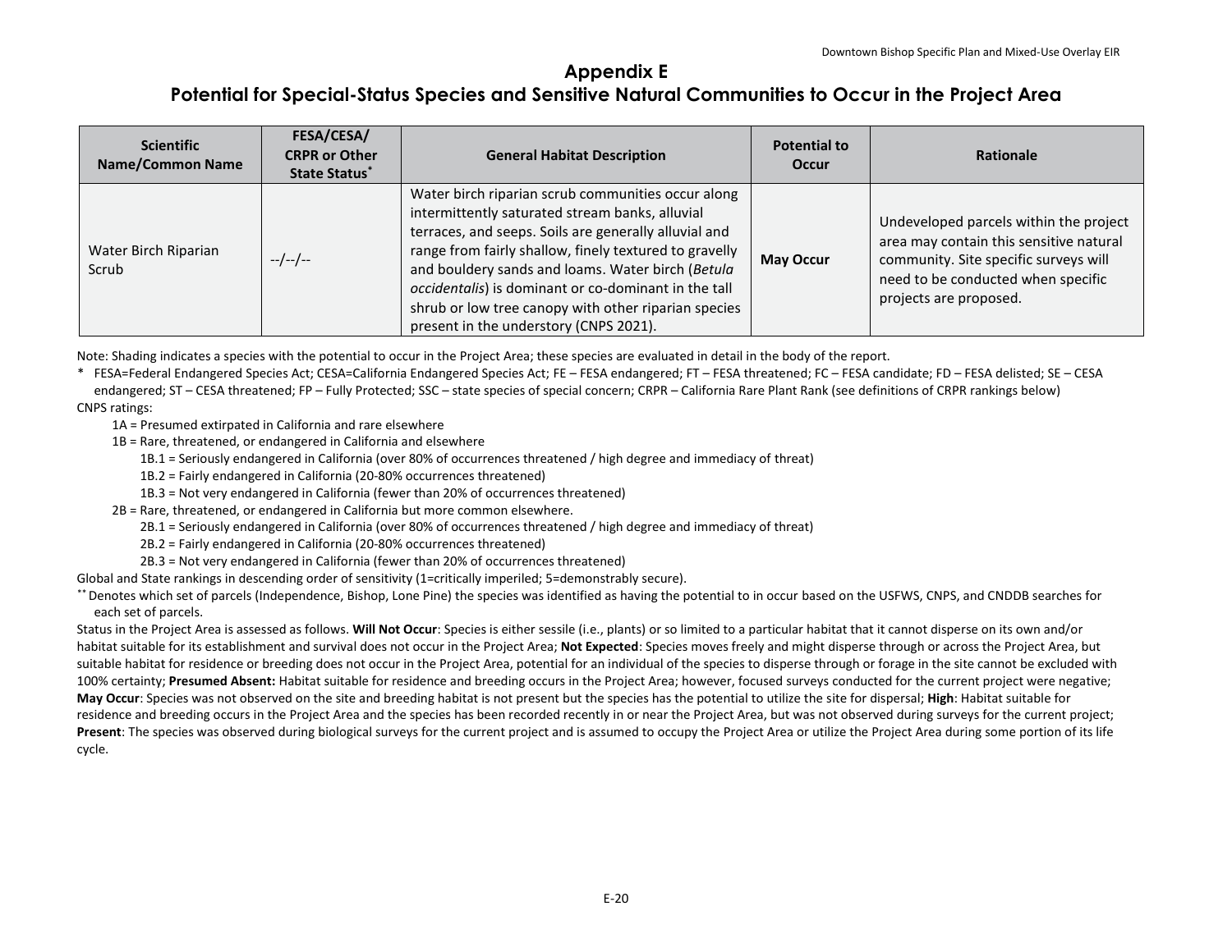# Appendix E
## Potential for Special-Status Species and Sensitive Natural Communities to Occur in the Project Area

| Scientific Name/Common Name | FESA/CESA/ CRPR or Other State Status* | General Habitat Description | Potential to Occur | Rationale |
|---|---|---|---|---|
| Water Birch Riparian Scrub | --/--/-- | Water birch riparian scrub communities occur along intermittently saturated stream banks, alluvial terraces, and seeps. Soils are generally alluvial and range from fairly shallow, finely textured to gravelly and bouldery sands and loams. Water birch (*Betula occidentalis*) is dominant or co-dominant in the tall shrub or low tree canopy with other riparian species present in the understory (CNPS 2021). | **May Occur** | Undeveloped parcels within the project area may contain this sensitive natural community. Site specific surveys will need to be conducted when specific projects are proposed. |

Note: Shading indicates a species with the potential to occur in the Project Area; these species are evaluated in detail in the body of the report.

\* FESA=Federal Endangered Species Act; CESA=California Endangered Species Act; FE – FESA endangered; FT – FESA threatened; FC – FESA candidate; FD – FESA delisted; SE – CESA endangered; ST – CESA threatened; FP – Fully Protected; SSC – state species of special concern; CRPR – California Rare Plant Rank (see definitions of CRPR rankings below)

CNPS ratings:

- 1A = Presumed extirpated in California and rare elsewhere
- 1B = Rare, threatened, or endangered in California and elsewhere
  - 1B.1 = Seriously endangered in California (over 80% of occurrences threatened / high degree and immediacy of threat)
  - 1B.2 = Fairly endangered in California (20-80% occurrences threatened)
  - 1B.3 = Not very endangered in California (fewer than 20% of occurrences threatened)
- 2B = Rare, threatened, or endangered in California but more common elsewhere.
  - 2B.1 = Seriously endangered in California (over 80% of occurrences threatened / high degree and immediacy of threat)
  - 2B.2 = Fairly endangered in California (20-80% occurrences threatened)
  - 2B.3 = Not very endangered in California (fewer than 20% of occurrences threatened)

Global and State rankings in descending order of sensitivity (1=critically imperiled; 5=demonstrably secure).

\*\* Denotes which set of parcels (Independence, Bishop, Lone Pine) the species was identified as having the potential to in occur based on the USFWS, CNPS, and CNDDB searches for each set of parcels.

Status in the Project Area is assessed as follows. **Will Not Occur**: Species is either sessile (i.e., plants) or so limited to a particular habitat that it cannot disperse on its own and/or habitat suitable for its establishment and survival does not occur in the Project Area; **Not Expected**: Species moves freely and might disperse through or across the Project Area, but suitable habitat for residence or breeding does not occur in the Project Area, potential for an individual of the species to disperse through or forage in the site cannot be excluded with 100% certainty; **Presumed Absent:** Habitat suitable for residence and breeding occurs in the Project Area; however, focused surveys conducted for the current project were negative; **May Occur**: Species was not observed on the site and breeding habitat is not present but the species has the potential to utilize the site for dispersal; **High**: Habitat suitable for residence and breeding occurs in the Project Area and the species has been recorded recently in or near the Project Area, but was not observed during surveys for the current project; **Present**: The species was observed during biological surveys for the current project and is assumed to occupy the Project Area or utilize the Project Area during some portion of its life cycle.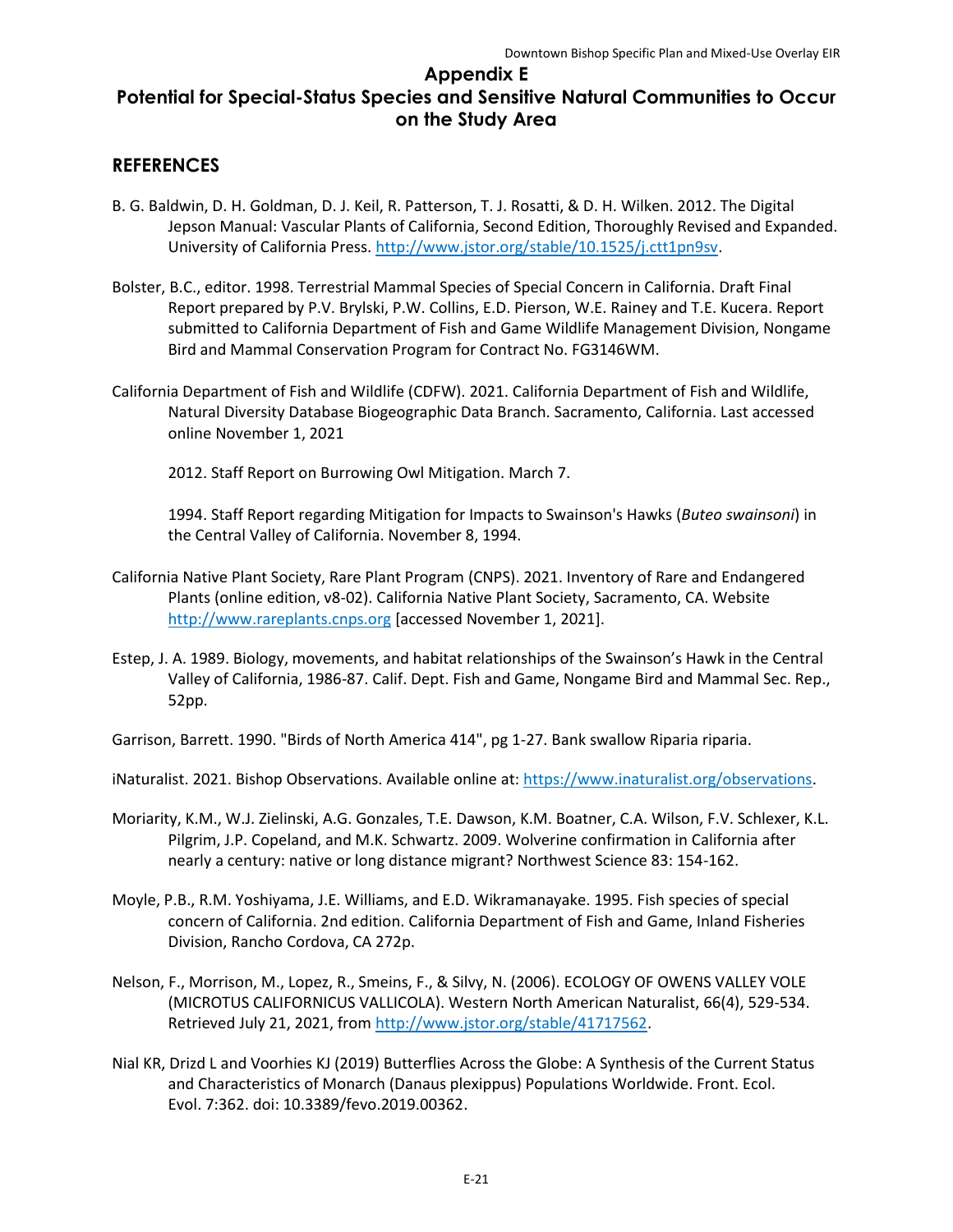# Appendix E
# Potential for Special-Status Species and Sensitive Natural Communities to Occur on the Study Area

## REFERENCES

B. G. Baldwin, D. H. Goldman, D. J. Keil, R. Patterson, T. J. Rosatti, & D. H. Wilken. 2012. The Digital Jepson Manual: Vascular Plants of California, Second Edition, Thoroughly Revised and Expanded. University of California Press. http://www.jstor.org/stable/10.1525/j.ctt1pn9sv.

Bolster, B.C., editor. 1998. Terrestrial Mammal Species of Special Concern in California. Draft Final Report prepared by P.V. Brylski, P.W. Collins, E.D. Pierson, W.E. Rainey and T.E. Kucera. Report submitted to California Department of Fish and Game Wildlife Management Division, Nongame Bird and Mammal Conservation Program for Contract No. FG3146WM.

California Department of Fish and Wildlife (CDFW). 2021. California Department of Fish and Wildlife, Natural Diversity Database Biogeographic Data Branch. Sacramento, California. Last accessed online November 1, 2021

2012. Staff Report on Burrowing Owl Mitigation. March 7.

1994. Staff Report regarding Mitigation for Impacts to Swainson's Hawks (*Buteo swainsoni*) in the Central Valley of California. November 8, 1994.

California Native Plant Society, Rare Plant Program (CNPS). 2021. Inventory of Rare and Endangered Plants (online edition, v8-02). California Native Plant Society, Sacramento, CA. Website http://www.rareplants.cnps.org [accessed November 1, 2021].

Estep, J. A. 1989. Biology, movements, and habitat relationships of the Swainson's Hawk in the Central Valley of California, 1986-87. Calif. Dept. Fish and Game, Nongame Bird and Mammal Sec. Rep., 52pp.

Garrison, Barrett. 1990. "Birds of North America 414", pg 1-27. Bank swallow Riparia riparia.

iNaturalist. 2021. Bishop Observations. Available online at: https://www.inaturalist.org/observations.

Moriarity, K.M., W.J. Zielinski, A.G. Gonzales, T.E. Dawson, K.M. Boatner, C.A. Wilson, F.V. Schlexer, K.L. Pilgrim, J.P. Copeland, and M.K. Schwartz. 2009. Wolverine confirmation in California after nearly a century: native or long distance migrant? Northwest Science 83: 154-162.

Moyle, P.B., R.M. Yoshiyama, J.E. Williams, and E.D. Wikramanayake. 1995. Fish species of special concern of California. 2nd edition. California Department of Fish and Game, Inland Fisheries Division, Rancho Cordova, CA 272p.

Nelson, F., Morrison, M., Lopez, R., Smeins, F., & Silvy, N. (2006). ECOLOGY OF OWENS VALLEY VOLE (MICROTUS CALIFORNICUS VALLICOLA). Western North American Naturalist, 66(4), 529-534. Retrieved July 21, 2021, from http://www.jstor.org/stable/41717562.

Nial KR, Drizd L and Voorhies KJ (2019) Butterflies Across the Globe: A Synthesis of the Current Status and Characteristics of Monarch (Danaus plexippus) Populations Worldwide. Front. Ecol. Evol. 7:362. doi: 10.3389/fevo.2019.00362.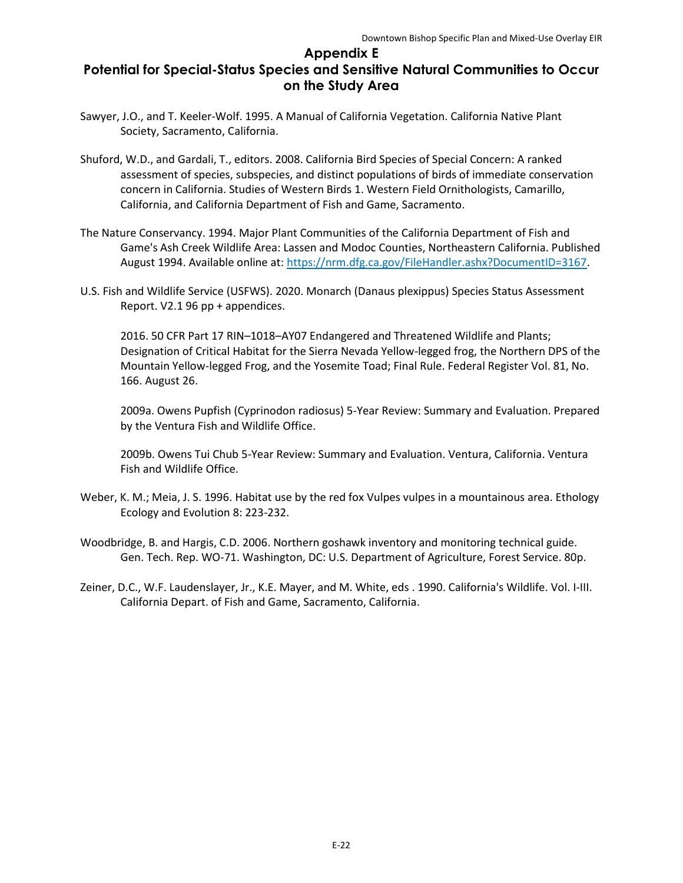## Appendix E
## Potential for Special-Status Species and Sensitive Natural Communities to Occur on the Study Area

Sawyer, J.O., and T. Keeler-Wolf. 1995. A Manual of California Vegetation. California Native Plant Society, Sacramento, California.

Shuford, W.D., and Gardali, T., editors. 2008. California Bird Species of Special Concern: A ranked assessment of species, subspecies, and distinct populations of birds of immediate conservation concern in California. Studies of Western Birds 1. Western Field Ornithologists, Camarillo, California, and California Department of Fish and Game, Sacramento.

The Nature Conservancy. 1994. Major Plant Communities of the California Department of Fish and Game's Ash Creek Wildlife Area: Lassen and Modoc Counties, Northeastern California. Published August 1994. Available online at: https://nrm.dfg.ca.gov/FileHandler.ashx?DocumentID=3167.

U.S. Fish and Wildlife Service (USFWS). 2020. Monarch (Danaus plexippus) Species Status Assessment Report. V2.1 96 pp + appendices.

2016. 50 CFR Part 17 RIN–1018–AY07 Endangered and Threatened Wildlife and Plants; Designation of Critical Habitat for the Sierra Nevada Yellow-legged frog, the Northern DPS of the Mountain Yellow-legged Frog, and the Yosemite Toad; Final Rule. Federal Register Vol. 81, No. 166. August 26.

2009a. Owens Pupfish (Cyprinodon radiosus) 5-Year Review: Summary and Evaluation. Prepared by the Ventura Fish and Wildlife Office.

2009b. Owens Tui Chub 5-Year Review: Summary and Evaluation. Ventura, California. Ventura Fish and Wildlife Office.

Weber, K. M.; Meia, J. S. 1996. Habitat use by the red fox Vulpes vulpes in a mountainous area. Ethology Ecology and Evolution 8: 223-232.

Woodbridge, B. and Hargis, C.D. 2006. Northern goshawk inventory and monitoring technical guide. Gen. Tech. Rep. WO-71. Washington, DC: U.S. Department of Agriculture, Forest Service. 80p.

Zeiner, D.C., W.F. Laudenslayer, Jr., K.E. Mayer, and M. White, eds . 1990. California's Wildlife. Vol. I-III. California Depart. of Fish and Game, Sacramento, California.